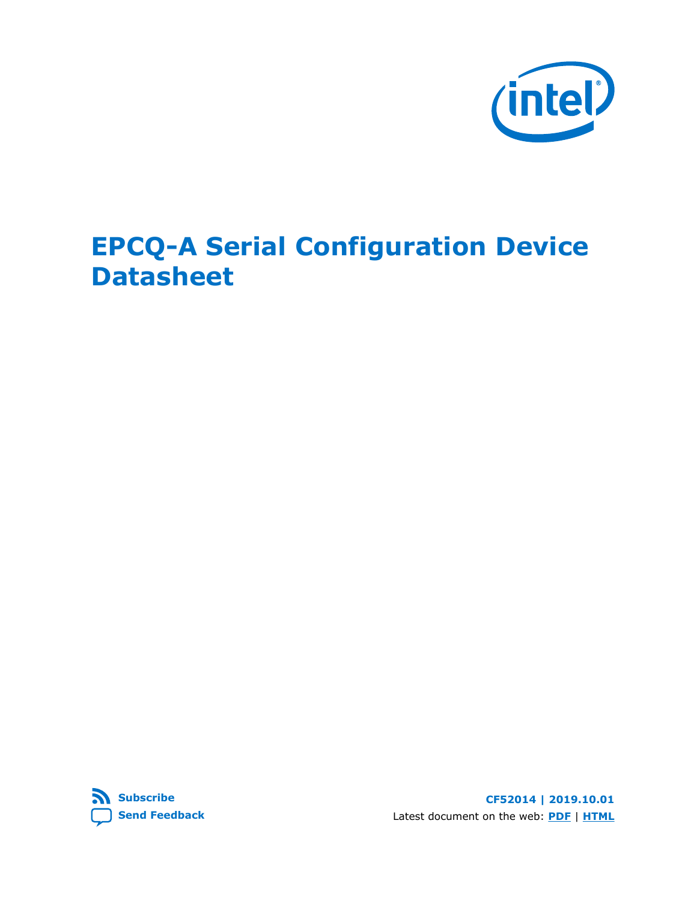# EPCQ-A Serial Configuration Device Datasheet

Subscribe

Send Feedback

CF52014 | 2019.10.01

Latest document on the web: PDF | HTML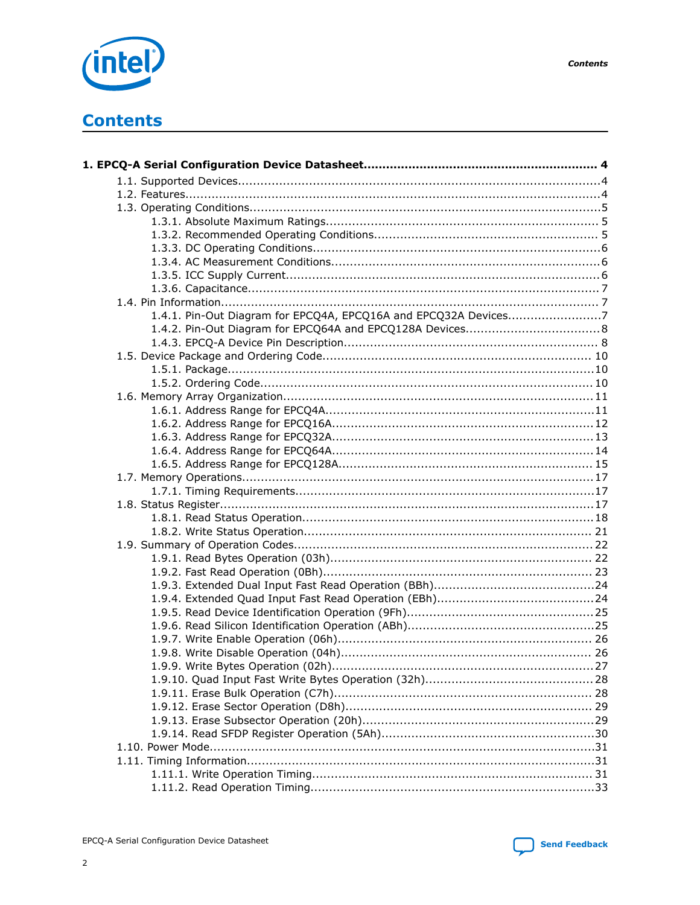# Contents

**1. EPCQ-A Serial Configuration Device Datasheet............................................................ 4**

- 1.1. Supported Devices................................................................................................4
- 1.2. Features..............................................................................................................4
- 1.3. Operating Conditions.............................................................................................5
    - 1.3.1. Absolute Maximum Ratings........................................................................ 5
    - 1.3.2. Recommended Operating Conditions........................................................... 5
    - 1.3.3. DC Operating Conditions............................................................................6
    - 1.3.4. AC Measurement Conditions.......................................................................6
    - 1.3.5. ICC Supply Current...................................................................................6
    - 1.3.6. Capacitance.............................................................................................7
- 1.4. Pin Information.................................................................................................... 7
    - 1.4.1. Pin-Out Diagram for EPCQ4A, EPCQ16A and EPCQ32A Devices.........................7
    - 1.4.2. Pin-Out Diagram for EPCQ64A and EPCQ128A Devices....................................8
    - 1.4.3. EPCQ-A Device Pin Description................................................................... 8
- 1.5. Device Package and Ordering Code....................................................................... 10
    - 1.5.1. Package................................................................................................10
    - 1.5.2. Ordering Code........................................................................................ 10
- 1.6. Memory Array Organization..................................................................................11
    - 1.6.1. Address Range for EPCQ4A.......................................................................11
    - 1.6.2. Address Range for EPCQ16A.....................................................................12
    - 1.6.3. Address Range for EPCQ32A.....................................................................13
    - 1.6.4. Address Range for EPCQ64A.....................................................................14
    - 1.6.5. Address Range for EPCQ128A................................................................... 15
- 1.7. Memory Operations.............................................................................................17
    - 1.7.1. Timing Requirements..............................................................................17
- 1.8. Status Register...................................................................................................17
    - 1.8.1. Read Status Operation.............................................................................18
    - 1.8.2. Write Status Operation............................................................................ 21
- 1.9. Summary of Operation Codes............................................................................... 22
    - 1.9.1. Read Bytes Operation (03h)..................................................................... 22
    - 1.9.2. Fast Read Operation (0Bh)....................................................................... 23
    - 1.9.3. Extended Dual Input Fast Read Operation (BBh)...........................................24
    - 1.9.4. Extended Quad Input Fast Read Operation (EBh)..........................................24
    - 1.9.5. Read Device Identification Operation (9Fh)..................................................25
    - 1.9.6. Read Silicon Identification Operation (ABh)..................................................25
    - 1.9.7. Write Enable Operation (06h)................................................................... 26
    - 1.9.8. Write Disable Operation (04h)................................................................... 26
    - 1.9.9. Write Bytes Operation (02h).....................................................................27
    - 1.9.10. Quad Input Fast Write Bytes Operation (32h)............................................. 28
    - 1.9.11. Erase Bulk Operation (C7h).................................................................... 28
    - 1.9.12. Erase Sector Operation (D8h)................................................................. 29
    - 1.9.13. Erase Subsector Operation (20h).............................................................29
    - 1.9.14. Read SFDP Register Operation (5Ah)........................................................30
- 1.10. Power Mode......................................................................................................31
- 1.11. Timing Information............................................................................................31
    - 1.11.1. Write Operation Timing......................................................................... 31
    - 1.11.2. Read Operation Timing..........................................................................33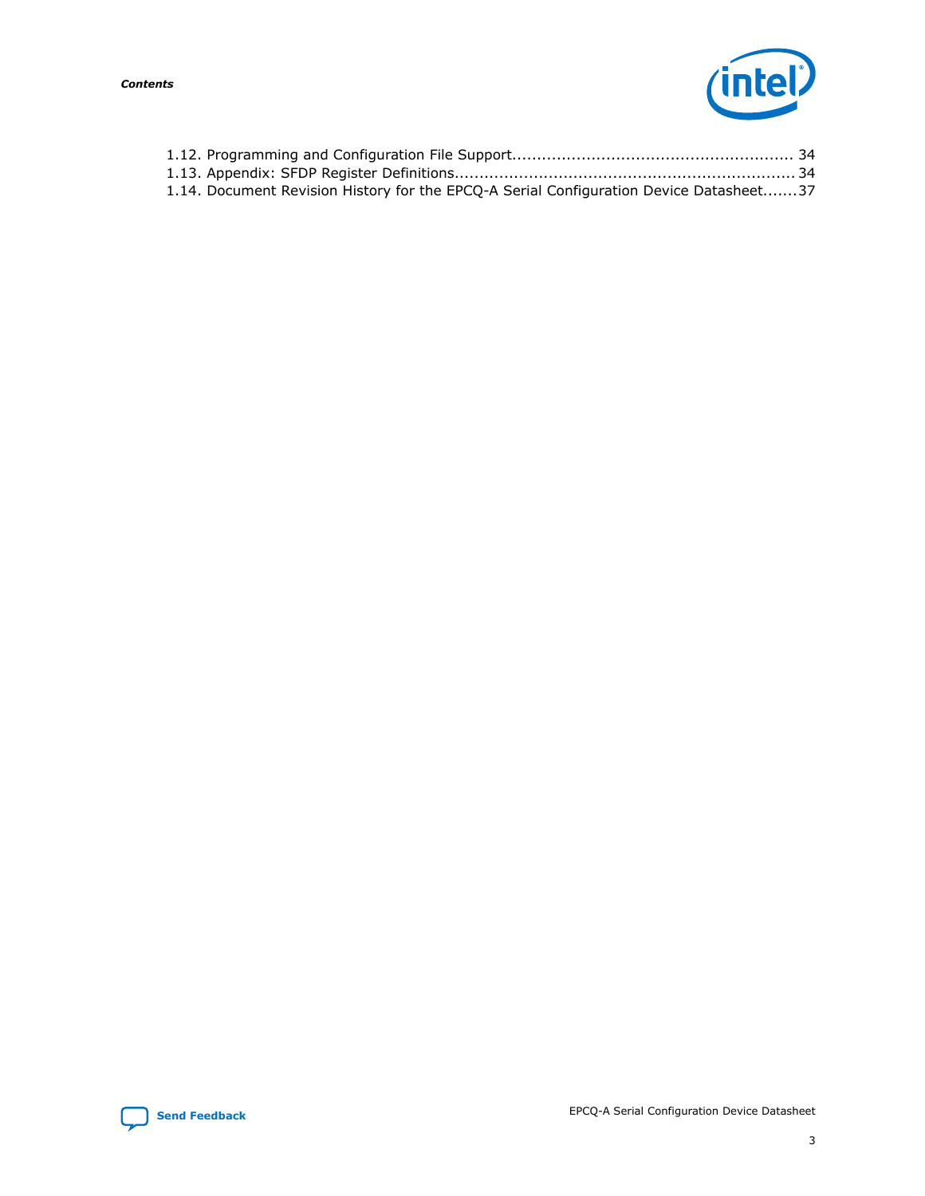1.12. Programming and Configuration File Support........................................................ 34
1.13. Appendix: SFDP Register Definitions.................................................................... 34
1.14. Document Revision History for the EPCQ-A Serial Configuration Device Datasheet.......37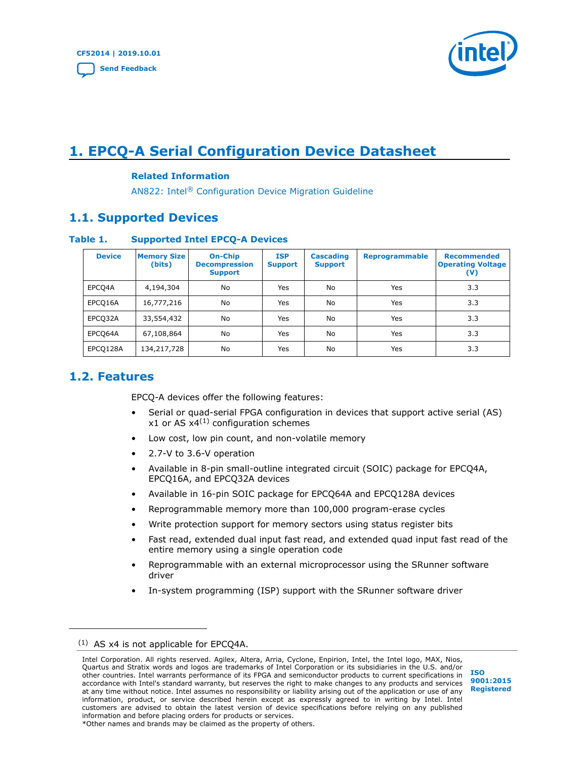# 1. EPCQ-A Serial Configuration Device Datasheet

**Related Information**

AN822: Intel® Configuration Device Migration Guideline

## 1.1. Supported Devices

**Table 1. Supported Intel EPCQ-A Devices**

| Device | Memory Size (bits) | On-Chip Decompression Support | ISP Support | Cascading Support | Reprogrammable | Recommended Operating Voltage (V) |
|---|---|---|---|---|---|---|
| EPCQ4A | 4,194,304 | No | Yes | No | Yes | 3.3 |
| EPCQ16A | 16,777,216 | No | Yes | No | Yes | 3.3 |
| EPCQ32A | 33,554,432 | No | Yes | No | Yes | 3.3 |
| EPCQ64A | 67,108,864 | No | Yes | No | Yes | 3.3 |
| EPCQ128A | 134,217,728 | No | Yes | No | Yes | 3.3 |

## 1.2. Features

EPCQ-A devices offer the following features:

- Serial or quad-serial FPGA configuration in devices that support active serial (AS) x1 or AS x4[1] configuration schemes
- Low cost, low pin count, and non-volatile memory
- 2.7-V to 3.6-V operation
- Available in 8-pin small-outline integrated circuit (SOIC) package for EPCQ4A, EPCQ16A, and EPCQ32A devices
- Available in 16-pin SOIC package for EPCQ64A and EPCQ128A devices
- Reprogrammable memory more than 100,000 program-erase cycles
- Write protection support for memory sectors using status register bits
- Fast read, extended dual input fast read, and extended quad input fast read of the entire memory using a single operation code
- Reprogrammable with an external microprocessor using the SRunner software driver
- In-system programming (ISP) support with the SRunner software driver

[1] AS x4 is not applicable for EPCQ4A.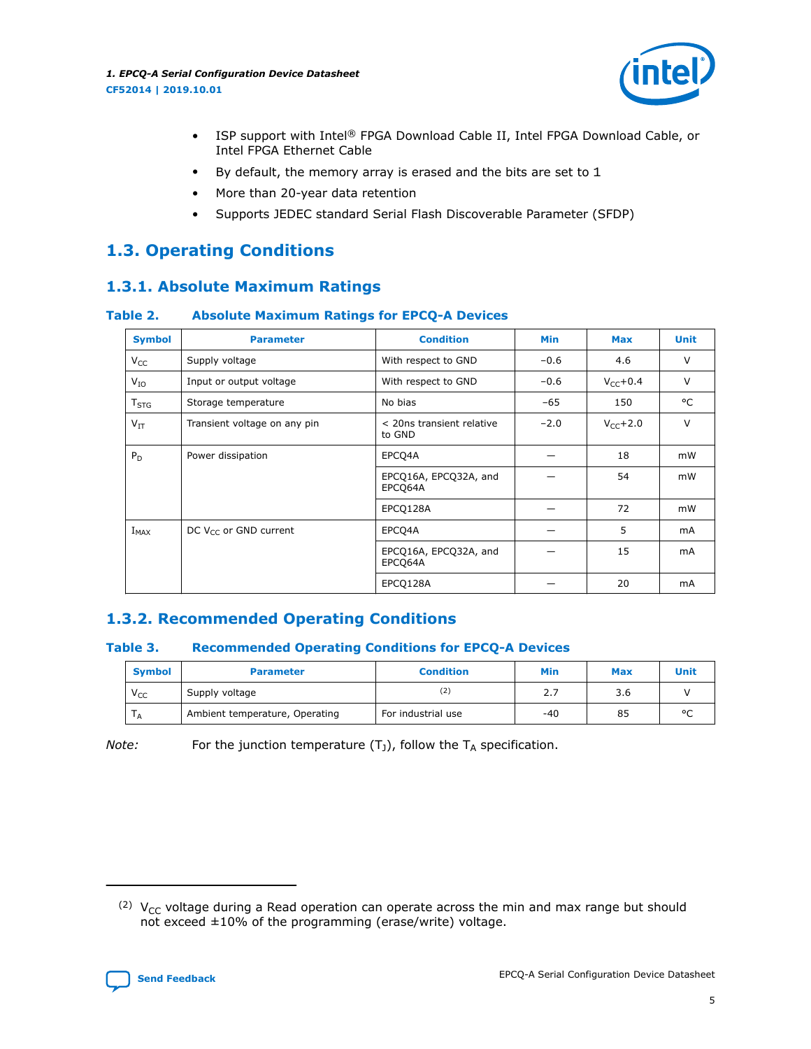- ISP support with Intel® FPGA Download Cable II, Intel FPGA Download Cable, or Intel FPGA Ethernet Cable
- By default, the memory array is erased and the bits are set to 1
- More than 20-year data retention
- Supports JEDEC standard Serial Flash Discoverable Parameter (SFDP)

## 1.3. Operating Conditions

### 1.3.1. Absolute Maximum Ratings

**Table 2. Absolute Maximum Ratings for EPCQ-A Devices**

| Symbol | Parameter | Condition | Min | Max | Unit |
|---|---|---|---|---|---|
| $V_{CC}$ | Supply voltage | With respect to GND | −0.6 | 4.6 | V |
| $V_{IO}$ | Input or output voltage | With respect to GND | −0.6 | $V_{CC}$+0.4 | V |
| $T_{STG}$ | Storage temperature | No bias | −65 | 150 | °C |
| $V_{IT}$ | Transient voltage on any pin | < 20ns transient relative to GND | −2.0 | $V_{CC}$+2.0 | V |
| $P_D$ | Power dissipation | EPCQ4A | — | 18 | mW |
| | | EPCQ16A, EPCQ32A, and EPCQ64A | — | 54 | mW |
| | | EPCQ128A | — | 72 | mW |
| $I_{MAX}$ | DC $V_{CC}$ or GND current | EPCQ4A | — | 5 | mA |
| | | EPCQ16A, EPCQ32A, and EPCQ64A | — | 15 | mA |
| | | EPCQ128A | — | 20 | mA |

### 1.3.2. Recommended Operating Conditions

**Table 3. Recommended Operating Conditions for EPCQ-A Devices**

| Symbol | Parameter | Condition | Min | Max | Unit |
|---|---|---|---|---|---|
| $V_{CC}$ | Supply voltage | [2] | 2.7 | 3.6 | V |
| $T_A$ | Ambient temperature, Operating | For industrial use | -40 | 85 | °C |

*Note:* For the junction temperature ($T_J$), follow the $T_A$ specification.

---

[2] $V_{CC}$ voltage during a Read operation can operate across the min and max range but should not exceed ±10% of the programming (erase/write) voltage.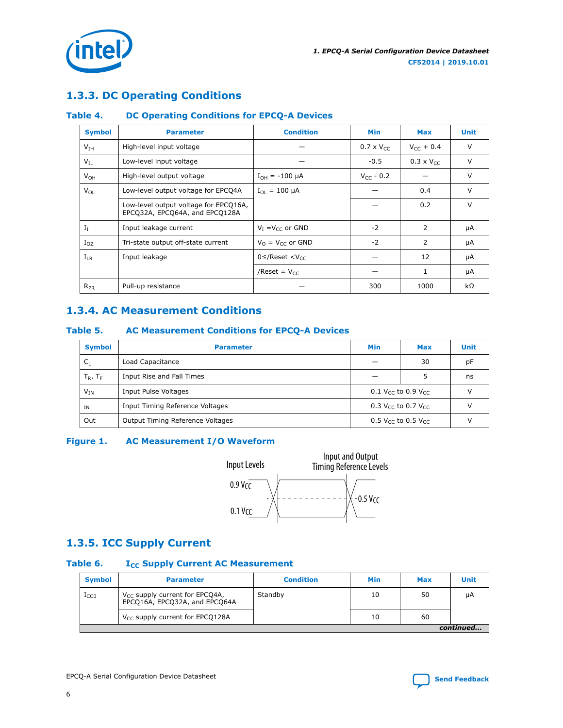## 1.3.3. DC Operating Conditions

**Table 4. DC Operating Conditions for EPCQ-A Devices**

| Symbol | Parameter | Condition | Min | Max | Unit |
|---|---|---|---|---|---|
| $V_{IH}$ | High-level input voltage | — | 0.7 x $V_{CC}$ | $V_{CC}$ + 0.4 | V |
| $V_{IL}$ | Low-level input voltage | — | -0.5 | 0.3 x $V_{CC}$ | V |
| $V_{OH}$ | High-level output voltage | $I_{OH}$ = -100 μA | $V_{CC}$ - 0.2 | — | V |
| $V_{OL}$ | Low-level output voltage for EPCQ4A | $I_{OL}$ = 100 μA | — | 0.4 | V |
| | Low-level output voltage for EPCQ16A, EPCQ32A, EPCQ64A, and EPCQ128A | | — | 0.2 | V |
| $I_I$ | Input leakage current | $V_I$ = $V_{CC}$ or GND | -2 | 2 | μA |
| $I_{OZ}$ | Tri-state output off-state current | $V_O$ = $V_{CC}$ or GND | -2 | 2 | μA |
| $I_{LR}$ | Input leakage | 0≤/Reset <$V_{CC}$ | — | 12 | μA |
| | | /Reset = $V_{CC}$ | — | 1 | μA |
| $R_{PR}$ | Pull-up resistance | — | 300 | 1000 | kΩ |

## 1.3.4. AC Measurement Conditions

**Table 5. AC Measurement Conditions for EPCQ-A Devices**

| Symbol | Parameter | Min | Max | Unit |
|---|---|---|---|---|
| $C_L$ | Load Capacitance | — | 30 | pF |
| $T_R$, $T_F$ | Input Rise and Fall Times | — | 5 | ns |
| $V_{IN}$ | Input Pulse Voltages | 0.1 $V_{CC}$ to 0.9 $V_{CC}$ | | V |
| IN | Input Timing Reference Voltages | 0.3 $V_{CC}$ to 0.7 $V_{CC}$ | | V |
| Out | Output Timing Reference Voltages | 0.5 $V_{CC}$ to 0.5 $V_{CC}$ | | V |

**Figure 1. AC Measurement I/O Waveform**

Input Levels — Input and Output Timing Reference Levels — 0.9 VCC — 0.1 VCC — 0.5 VCC

## 1.3.5. ICC Supply Current

**Table 6. $I_{CC}$ Supply Current AC Measurement**

| Symbol | Parameter | Condition | Min | Max | Unit |
|---|---|---|---|---|---|
| $I_{CC0}$ | $V_{CC}$ supply current for EPCQ4A, EPCQ16A, EPCQ32A, and EPCQ64A | Standby | 10 | 50 | μA |
| | $V_{CC}$ supply current for EPCQ128A | | 10 | 60 | |

*continued...*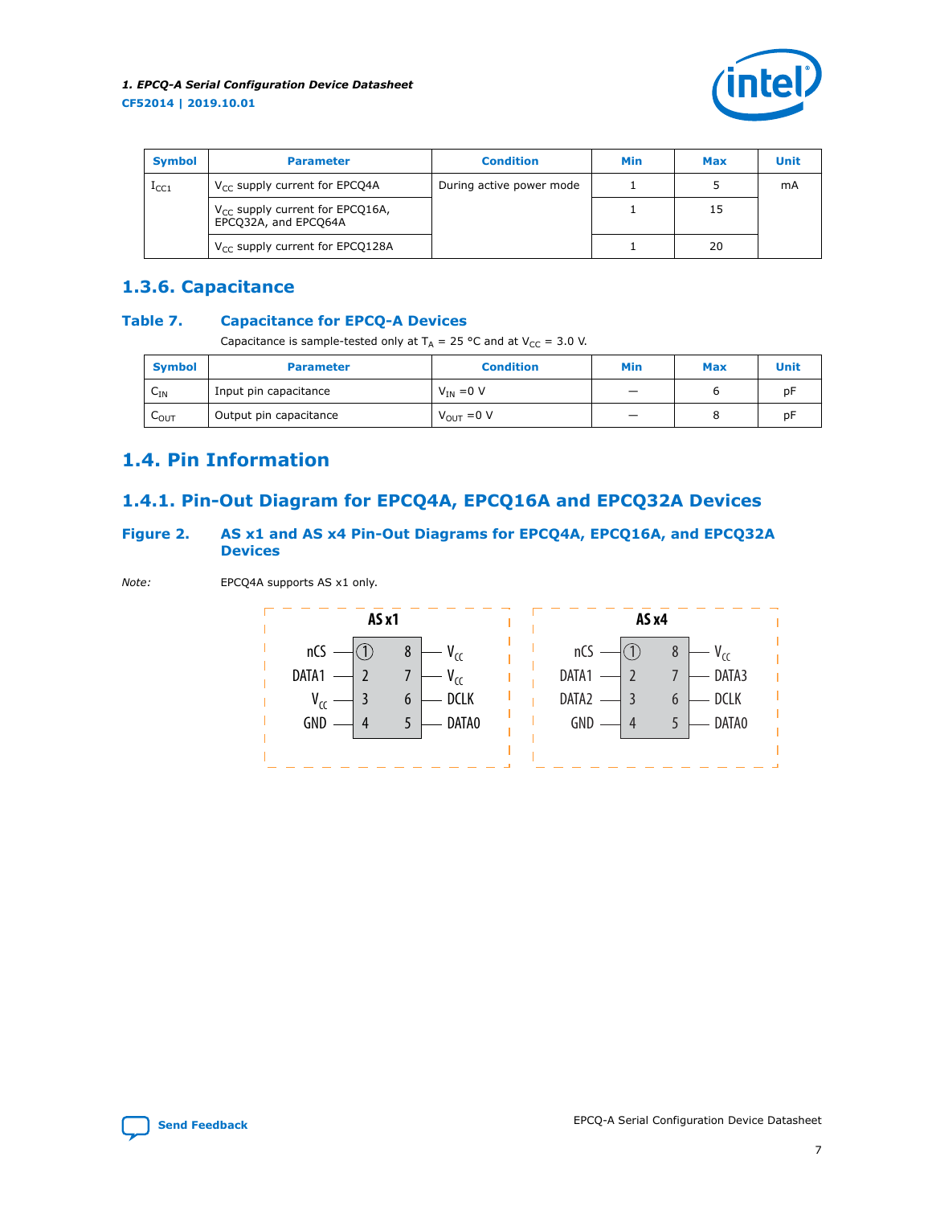| Symbol | Parameter | Condition | Min | Max | Unit |
| --- | --- | --- | --- | --- | --- |
| $I_{CC1}$ | $V_{CC}$ supply current for EPCQ4A | During active power mode | 1 | 5 | mA |
| | $V_{CC}$ supply current for EPCQ16A, EPCQ32A, and EPCQ64A | | 1 | 15 | |
| | $V_{CC}$ supply current for EPCQ128A | | 1 | 20 | |

## 1.3.6. Capacitance

### Table 7. Capacitance for EPCQ-A Devices

Capacitance is sample-tested only at $T_A$ = 25 °C and at $V_{CC}$ = 3.0 V.

| Symbol | Parameter | Condition | Min | Max | Unit |
| --- | --- | --- | --- | --- | --- |
| $C_{IN}$ | Input pin capacitance | $V_{IN}$ =0 V | — | 6 | pF |
| $C_{OUT}$ | Output pin capacitance | $V_{OUT}$ =0 V | — | 8 | pF |

# 1.4. Pin Information

## 1.4.1. Pin-Out Diagram for EPCQ4A, EPCQ16A and EPCQ32A Devices

### Figure 2. AS x1 and AS x4 Pin-Out Diagrams for EPCQ4A, EPCQ16A, and EPCQ32A Devices

*Note:* EPCQ4A supports AS x1 only.

**AS x1**

| Signal | Pin | Pin | Signal |
| --- | --- | --- | --- |
| nCS | 1 | 8 | $V_{CC}$ |
| DATA1 | 2 | 7 | $V_{CC}$ |
| $V_{CC}$ | 3 | 6 | DCLK |
| GND | 4 | 5 | DATA0 |

**AS x4**

| Signal | Pin | Pin | Signal |
| --- | --- | --- | --- |
| nCS | 1 | 8 | $V_{CC}$ |
| DATA1 | 2 | 7 | DATA3 |
| DATA2 | 3 | 6 | DCLK |
| GND | 4 | 5 | DATA0 |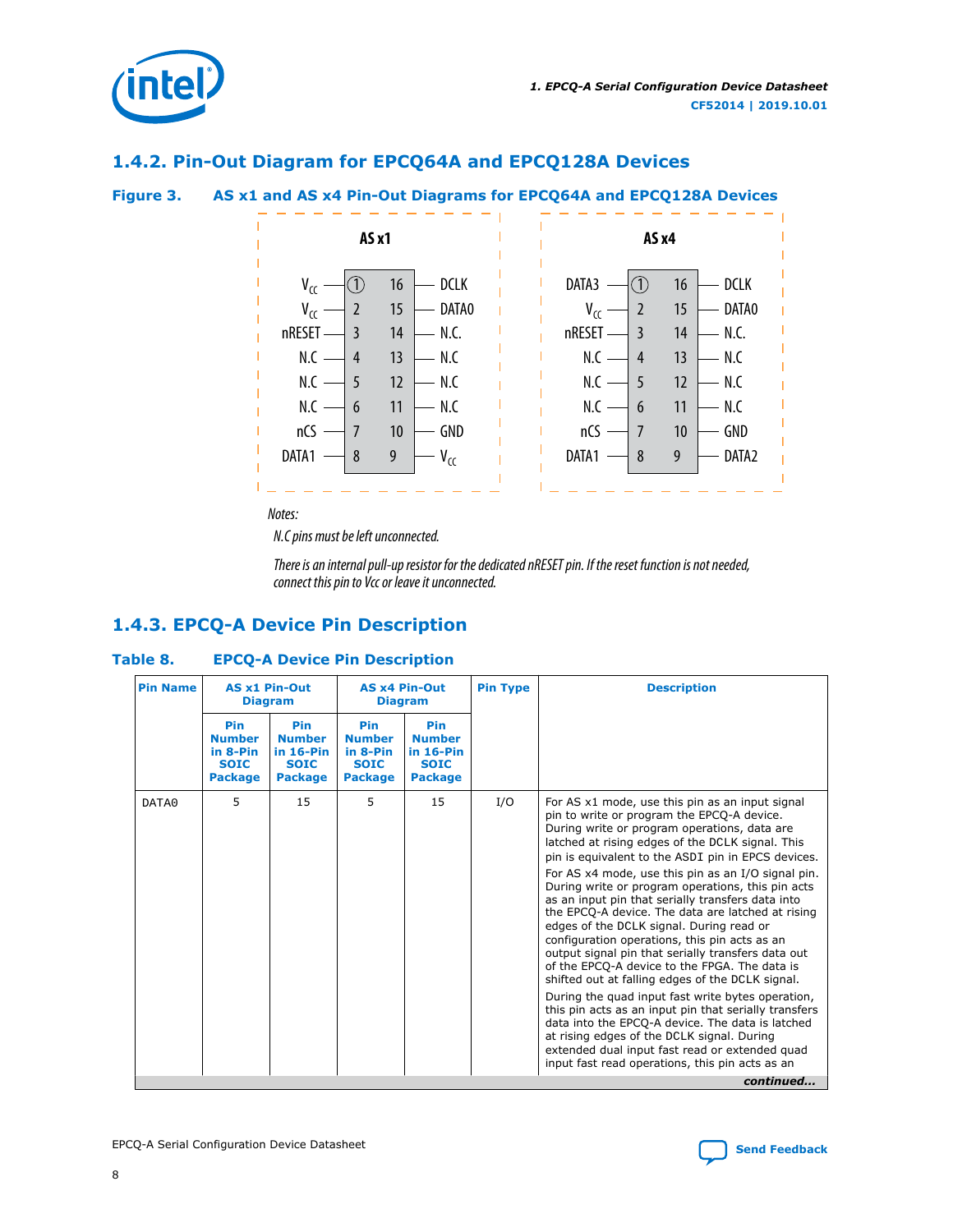## 1.4.2. Pin-Out Diagram for EPCQ64A and EPCQ128A Devices

**Figure 3. AS x1 and AS x4 Pin-Out Diagrams for EPCQ64A and EPCQ128A Devices**

**AS x1**

| Signal | Pin | Pin | Signal |
|---|---|---|---|
| $V_{CC}$ | 1 | 16 | DCLK |
| $V_{CC}$ | 2 | 15 | DATA0 |
| nRESET | 3 | 14 | N.C. |
| N.C | 4 | 13 | N.C |
| N.C | 5 | 12 | N.C |
| N.C | 6 | 11 | N.C |
| nCS | 7 | 10 | GND |
| DATA1 | 8 | 9 | $V_{CC}$ |

**AS x4**

| Signal | Pin | Pin | Signal |
|---|---|---|---|
| DATA3 | 1 | 16 | DCLK |
| $V_{CC}$ | 2 | 15 | DATA0 |
| nRESET | 3 | 14 | N.C. |
| N.C | 4 | 13 | N.C |
| N.C | 5 | 12 | N.C |
| N.C | 6 | 11 | N.C |
| nCS | 7 | 10 | GND |
| DATA1 | 8 | 9 | DATA2 |

*Notes:*

*N.C pins must be left unconnected.*

*There is an internal pull-up resistor for the dedicated nRESET pin. If the reset function is not needed, connect this pin to Vcc or leave it unconnected.*

## 1.4.3. EPCQ-A Device Pin Description

**Table 8. EPCQ-A Device Pin Description**

| Pin Name | AS x1 Pin-Out Diagram | | AS x4 Pin-Out Diagram | | Pin Type | Description |
|---|---|---|---|---|---|---|
| | Pin Number in 8-Pin SOIC Package | Pin Number in 16-Pin SOIC Package | Pin Number in 8-Pin SOIC Package | Pin Number in 16-Pin SOIC Package | | |
| DATA0 | 5 | 15 | 5 | 15 | I/O | For AS x1 mode, use this pin as an input signal pin to write or program the EPCQ-A device. During write or program operations, data are latched at rising edges of the DCLK signal. This pin is equivalent to the ASDI pin in EPCS devices.<br>For AS x4 mode, use this pin as an I/O signal pin. During write or program operations, this pin acts as an input pin that serially transfers data into the EPCQ-A device. The data are latched at rising edges of the DCLK signal. During read or configuration operations, this pin acts as an output signal pin that serially transfers data out of the EPCQ-A device to the FPGA. The data is shifted out at falling edges of the DCLK signal.<br>During the quad input fast write bytes operation, this pin acts as an input pin that serially transfers data into the EPCQ-A device. The data is latched at rising edges of the DCLK signal. During extended dual input fast read or extended quad input fast read operations, this pin acts as an |

*continued...*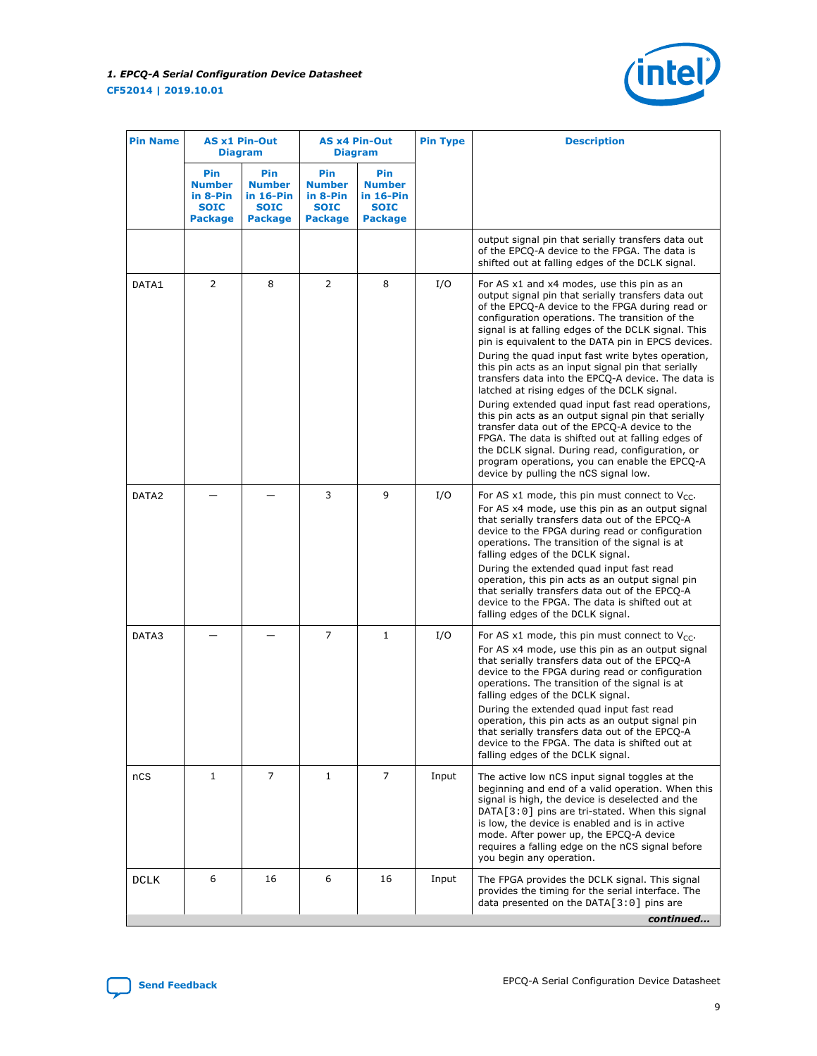| Pin Name | AS x1 Pin-Out Diagram | | AS x4 Pin-Out Diagram | | Pin Type | Description |
|---|---|---|---|---|---|---|
| | Pin Number in 8-Pin SOIC Package | Pin Number in 16-Pin SOIC Package | Pin Number in 8-Pin SOIC Package | Pin Number in 16-Pin SOIC Package | | |
| | | | | | | output signal pin that serially transfers data out of the EPCQ-A device to the FPGA. The data is shifted out at falling edges of the DCLK signal. |
| DATA1 | 2 | 8 | 2 | 8 | I/O | For AS x1 and x4 modes, use this pin as an output signal pin that serially transfers data out of the EPCQ-A device to the FPGA during read or configuration operations. The transition of the signal is at falling edges of the DCLK signal. This pin is equivalent to the DATA pin in EPCS devices.<br>During the quad input fast write bytes operation, this pin acts as an input signal pin that serially transfers data into the EPCQ-A device. The data is latched at rising edges of the DCLK signal.<br>During extended quad input fast read operations, this pin acts as an output signal pin that serially transfer data out of the EPCQ-A device to the FPGA. The data is shifted out at falling edges of the DCLK signal. During read, configuration, or program operations, you can enable the EPCQ-A device by pulling the nCS signal low. |
| DATA2 | — | — | 3 | 9 | I/O | For AS x1 mode, this pin must connect to $V_{CC}$.<br>For AS x4 mode, use this pin as an output signal that serially transfers data out of the EPCQ-A device to the FPGA during read or configuration operations. The transition of the signal is at falling edges of the DCLK signal.<br>During the extended quad input fast read operation, this pin acts as an output signal pin that serially transfers data out of the EPCQ-A device to the FPGA. The data is shifted out at falling edges of the DCLK signal. |
| DATA3 | — | — | 7 | 1 | I/O | For AS x1 mode, this pin must connect to $V_{CC}$.<br>For AS x4 mode, use this pin as an output signal that serially transfers data out of the EPCQ-A device to the FPGA during read or configuration operations. The transition of the signal is at falling edges of the DCLK signal.<br>During the extended quad input fast read operation, this pin acts as an output signal pin that serially transfers data out of the EPCQ-A device to the FPGA. The data is shifted out at falling edges of the DCLK signal. |
| nCS | 1 | 7 | 1 | 7 | Input | The active low nCS input signal toggles at the beginning and end of a valid operation. When this signal is high, the device is deselected and the DATA[3:0] pins are tri-stated. When this signal is low, the device is enabled and is in active mode. After power up, the EPCQ-A device requires a falling edge on the nCS signal before you begin any operation. |
| DCLK | 6 | 16 | 6 | 16 | Input | The FPGA provides the DCLK signal. This signal provides the timing for the serial interface. The data presented on the DATA[3:0] pins are |

*continued...*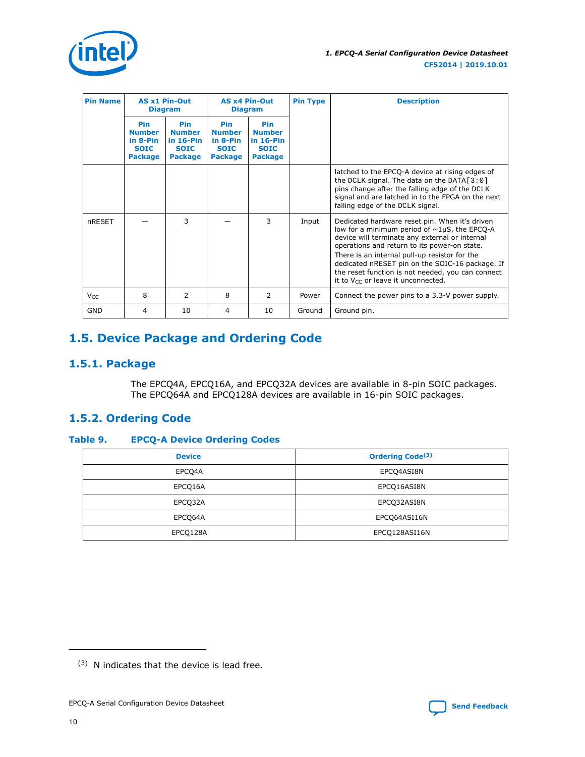| Pin Name | AS x1 Pin-Out Diagram | | AS x4 Pin-Out Diagram | | Pin Type | Description |
|---|---|---|---|---|---|---|
| | Pin Number in 8-Pin SOIC Package | Pin Number in 16-Pin SOIC Package | Pin Number in 8-Pin SOIC Package | Pin Number in 16-Pin SOIC Package | | |
| | | | | | | latched to the EPCQ-A device at rising edges of the DCLK signal. The data on the DATA[3:0] pins change after the falling edge of the DCLK signal and are latched in to the FPGA on the next falling edge of the DCLK signal. |
| nRESET | — | 3 | — | 3 | Input | Dedicated hardware reset pin. When it's driven low for a minimum period of ~1µS, the EPCQ-A device will terminate any external or internal operations and return to its power-on state. There is an internal pull-up resistor for the dedicated nRESET pin on the SOIC-16 package. If the reset function is not needed, you can connect it to $V_{CC}$ or leave it unconnected. |
| $V_{CC}$ | 8 | 2 | 8 | 2 | Power | Connect the power pins to a 3.3-V power supply. |
| GND | 4 | 10 | 4 | 10 | Ground | Ground pin. |

## 1.5. Device Package and Ordering Code

### 1.5.1. Package

The EPCQ4A, EPCQ16A, and EPCQ32A devices are available in 8-pin SOIC packages. The EPCQ64A and EPCQ128A devices are available in 16-pin SOIC packages.

### 1.5.2. Ordering Code

**Table 9. EPCQ-A Device Ordering Codes**

| Device | Ordering Code[3] |
|---|---|
| EPCQ4A | EPCQ4ASI8N |
| EPCQ16A | EPCQ16ASI8N |
| EPCQ32A | EPCQ32ASI8N |
| EPCQ64A | EPCQ64ASI16N |
| EPCQ128A | EPCQ128ASI16N |

---

[3] N indicates that the device is lead free.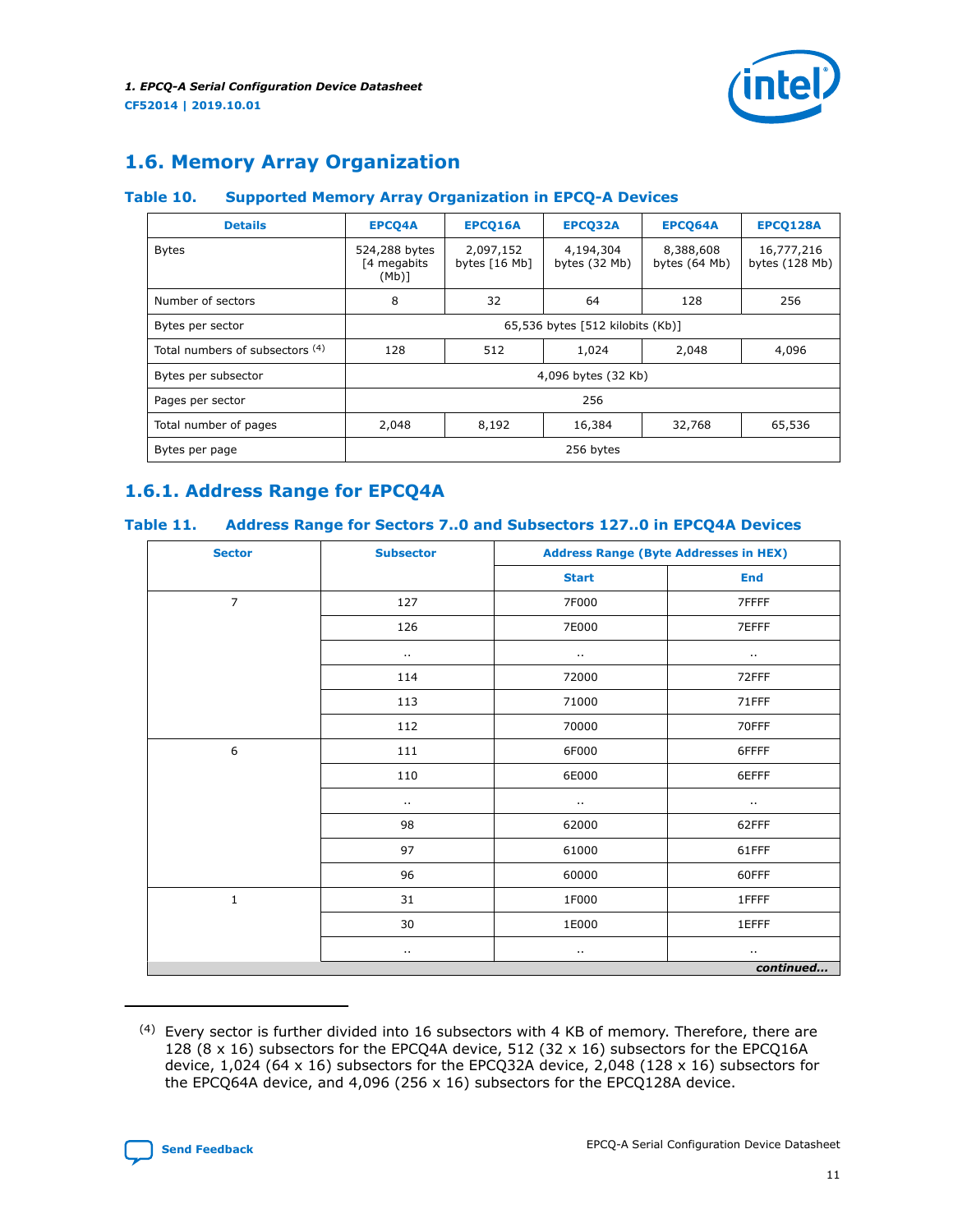## 1.6. Memory Array Organization

### Table 10. Supported Memory Array Organization in EPCQ-A Devices

| Details | EPCQ4A | EPCQ16A | EPCQ32A | EPCQ64A | EPCQ128A |
|---|---|---|---|---|---|
| Bytes | 524,288 bytes [4 megabits (Mb)] | 2,097,152 bytes [16 Mb] | 4,194,304 bytes (32 Mb) | 8,388,608 bytes (64 Mb) | 16,777,216 bytes (128 Mb) |
| Number of sectors | 8 | 32 | 64 | 128 | 256 |
| Bytes per sector | 65,536 bytes [512 kilobits (Kb)] | | | | |
| Total numbers of subsectors [(4)] | 128 | 512 | 1,024 | 2,048 | 4,096 |
| Bytes per subsector | 4,096 bytes (32 Kb) | | | | |
| Pages per sector | 256 | | | | |
| Total number of pages | 2,048 | 8,192 | 16,384 | 32,768 | 65,536 |
| Bytes per page | 256 bytes | | | | |

### 1.6.1. Address Range for EPCQ4A

### Table 11. Address Range for Sectors 7..0 and Subsectors 127..0 in EPCQ4A Devices

| Sector | Subsector | Address Range (Byte Addresses in HEX) | |
|---|---|---|---|
| | | Start | End |
| 7 | 127 | 7F000 | 7FFFF |
| | 126 | 7E000 | 7EFFF |
| | .. | .. | .. |
| | 114 | 72000 | 72FFF |
| | 113 | 71000 | 71FFF |
| | 112 | 70000 | 70FFF |
| 6 | 111 | 6F000 | 6FFFF |
| | 110 | 6E000 | 6EFFF |
| | .. | .. | .. |
| | 98 | 62000 | 62FFF |
| | 97 | 61000 | 61FFF |
| | 96 | 60000 | 60FFF |
| 1 | 31 | 1F000 | 1FFFF |
| | 30 | 1E000 | 1EFFF |
| | .. | .. | .. |

*continued...*

(4) Every sector is further divided into 16 subsectors with 4 KB of memory. Therefore, there are 128 (8 x 16) subsectors for the EPCQ4A device, 512 (32 x 16) subsectors for the EPCQ16A device, 1,024 (64 x 16) subsectors for the EPCQ32A device, 2,048 (128 x 16) subsectors for the EPCQ64A device, and 4,096 (256 x 16) subsectors for the EPCQ128A device.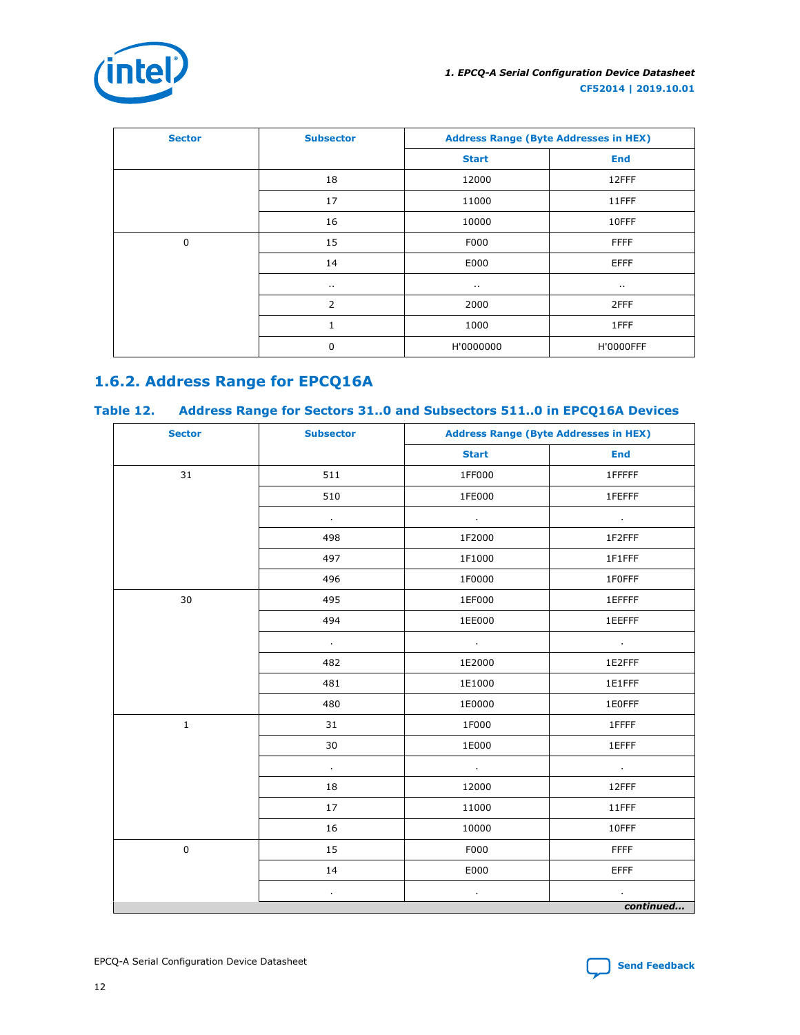| Sector | Subsector | Address Range (Byte Addresses in HEX) | |
|---|---|---|---|
| | | Start | End |
| | 18 | 12000 | 12FFF |
| | 17 | 11000 | 11FFF |
| | 16 | 10000 | 10FFF |
| 0 | 15 | F000 | FFFF |
| | 14 | E000 | EFFF |
| | .. | .. | .. |
| | 2 | 2000 | 2FFF |
| | 1 | 1000 | 1FFF |
| | 0 | H'0000000 | H'0000FFF |

### 1.6.2. Address Range for EPCQ16A

**Table 12. Address Range for Sectors 31..0 and Subsectors 511..0 in EPCQ16A Devices**

| Sector | Subsector | Address Range (Byte Addresses in HEX) | |
|---|---|---|---|
| | | Start | End |
| 31 | 511 | 1FF000 | 1FFFFF |
| | 510 | 1FE000 | 1FEFFF |
| | . | . | . |
| | 498 | 1F2000 | 1F2FFF |
| | 497 | 1F1000 | 1F1FFF |
| | 496 | 1F0000 | 1F0FFF |
| 30 | 495 | 1EF000 | 1EFFFF |
| | 494 | 1EE000 | 1EEFFF |
| | . | . | . |
| | 482 | 1E2000 | 1E2FFF |
| | 481 | 1E1000 | 1E1FFF |
| | 480 | 1E0000 | 1E0FFF |
| 1 | 31 | 1F000 | 1FFFF |
| | 30 | 1E000 | 1EFFF |
| | . | . | . |
| | 18 | 12000 | 12FFF |
| | 17 | 11000 | 11FFF |
| | 16 | 10000 | 10FFF |
| 0 | 15 | F000 | FFFF |
| | 14 | E000 | EFFF |
| | . | . | . |

*continued...*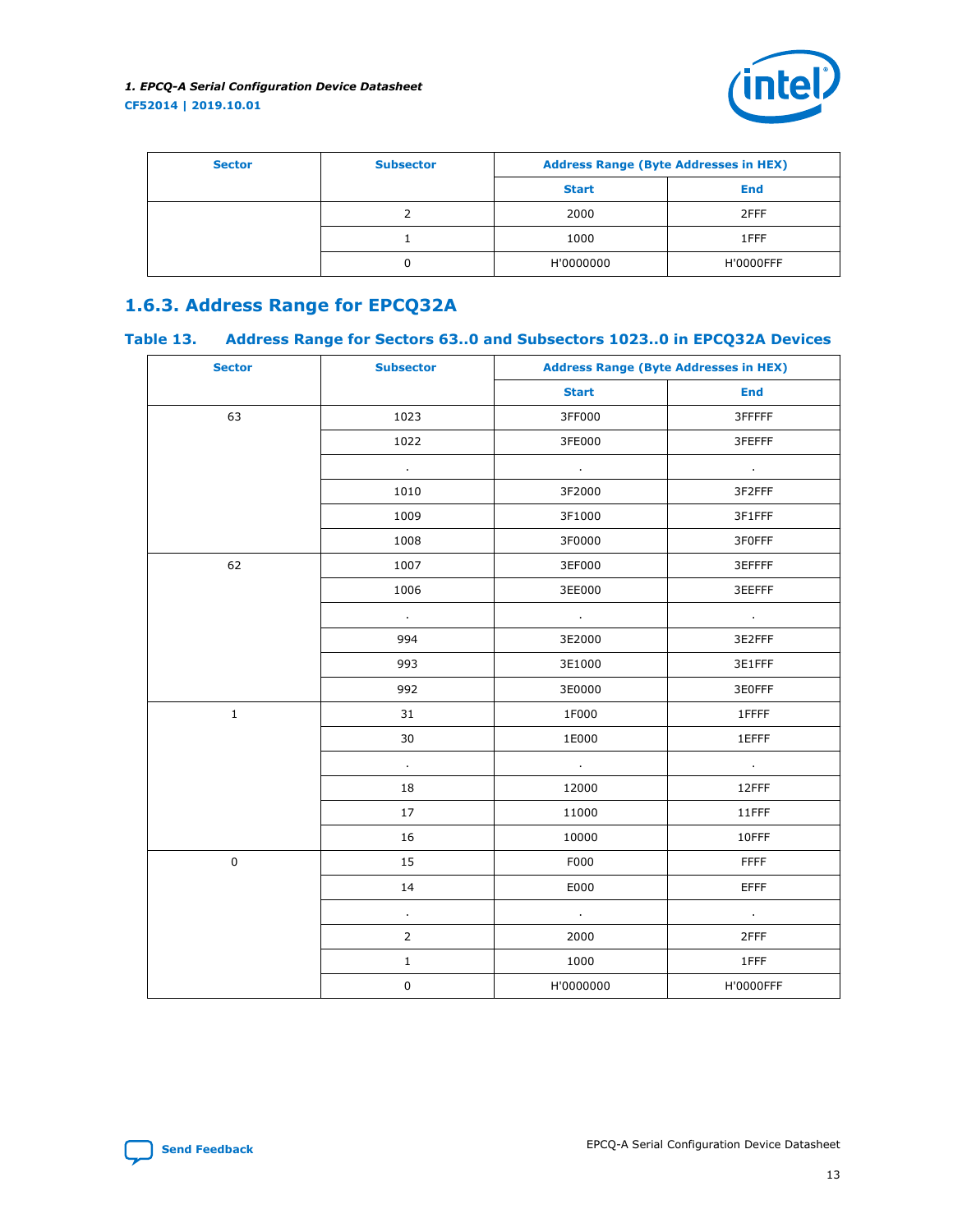| Sector | Subsector | Address Range (Byte Addresses in HEX) | |
|---|---|---|---|
| | | Start | End |
| | 2 | 2000 | 2FFF |
| | 1 | 1000 | 1FFF |
| | 0 | H'0000000 | H'0000FFF |

### 1.6.3. Address Range for EPCQ32A

**Table 13. Address Range for Sectors 63..0 and Subsectors 1023..0 in EPCQ32A Devices**

| Sector | Subsector | Address Range (Byte Addresses in HEX) | |
|---|---|---|---|
| | | Start | End |
| 63 | 1023 | 3FF000 | 3FFFFF |
| | 1022 | 3FE000 | 3FEFFF |
| | . | . | . |
| | 1010 | 3F2000 | 3F2FFF |
| | 1009 | 3F1000 | 3F1FFF |
| | 1008 | 3F0000 | 3F0FFF |
| 62 | 1007 | 3EF000 | 3EFFFF |
| | 1006 | 3EE000 | 3EEFFF |
| | . | . | . |
| | 994 | 3E2000 | 3E2FFF |
| | 993 | 3E1000 | 3E1FFF |
| | 992 | 3E0000 | 3E0FFF |
| 1 | 31 | 1F000 | 1FFFF |
| | 30 | 1E000 | 1EFFF |
| | . | . | . |
| | 18 | 12000 | 12FFF |
| | 17 | 11000 | 11FFF |
| | 16 | 10000 | 10FFF |
| 0 | 15 | F000 | FFFF |
| | 14 | E000 | EFFF |
| | . | . | . |
| | 2 | 2000 | 2FFF |
| | 1 | 1000 | 1FFF |
| | 0 | H'0000000 | H'0000FFF |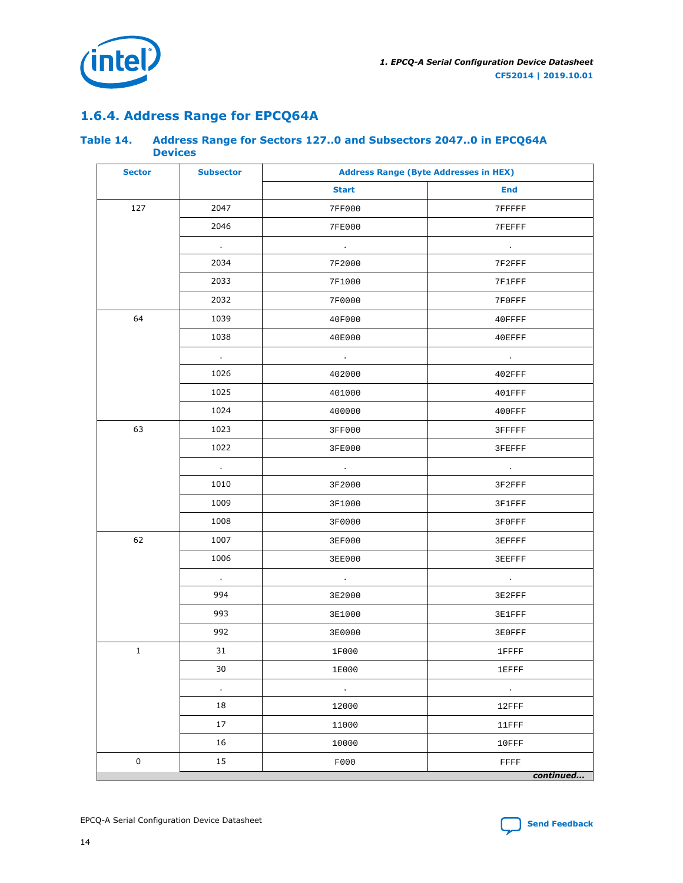## 1.6.4. Address Range for EPCQ64A

**Table 14. Address Range for Sectors 127..0 and Subsectors 2047..0 in EPCQ64A Devices**

| Sector | Subsector | Address Range (Byte Addresses in HEX) | |
|---|---|---|---|
| | | Start | End |
| 127 | 2047 | 7FF000 | 7FFFFF |
| | 2046 | 7FE000 | 7FEFFF |
| | . | . | . |
| | 2034 | 7F2000 | 7F2FFF |
| | 2033 | 7F1000 | 7F1FFF |
| | 2032 | 7F0000 | 7F0FFF |
| 64 | 1039 | 40F000 | 40FFFF |
| | 1038 | 40E000 | 40EFFF |
| | . | . | . |
| | 1026 | 402000 | 402FFF |
| | 1025 | 401000 | 401FFF |
| | 1024 | 400000 | 400FFF |
| 63 | 1023 | 3FF000 | 3FFFFF |
| | 1022 | 3FE000 | 3FEFFF |
| | . | . | . |
| | 1010 | 3F2000 | 3F2FFF |
| | 1009 | 3F1000 | 3F1FFF |
| | 1008 | 3F0000 | 3F0FFF |
| 62 | 1007 | 3EF000 | 3EFFFF |
| | 1006 | 3EE000 | 3EEFFF |
| | . | . | . |
| | 994 | 3E2000 | 3E2FFF |
| | 993 | 3E1000 | 3E1FFF |
| | 992 | 3E0000 | 3E0FFF |
| 1 | 31 | 1F000 | 1FFFF |
| | 30 | 1E000 | 1EFFF |
| | . | . | . |
| | 18 | 12000 | 12FFF |
| | 17 | 11000 | 11FFF |
| | 16 | 10000 | 10FFF |
| 0 | 15 | F000 | FFFF |

*continued...*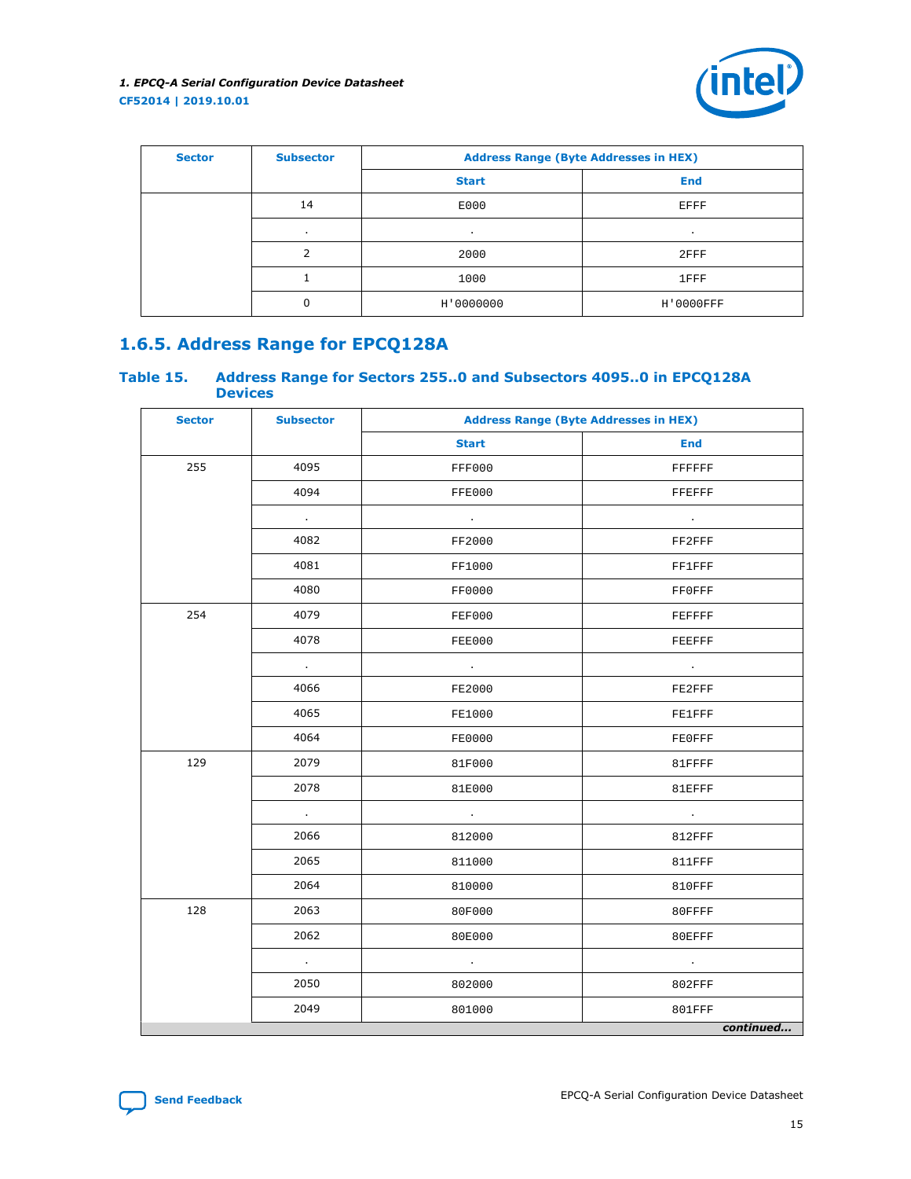| Sector | Subsector | Address Range (Byte Addresses in HEX) | |
|---|---|---|---|
| | | Start | End |
| | 14 | E000 | EFFF |
| | . | . | . |
| | 2 | 2000 | 2FFF |
| | 1 | 1000 | 1FFF |
| | 0 | H'0000000 | H'0000FFF |

## 1.6.5. Address Range for EPCQ128A

### Table 15. Address Range for Sectors 255..0 and Subsectors 4095..0 in EPCQ128A Devices

| Sector | Subsector | Address Range (Byte Addresses in HEX) | |
|---|---|---|---|
| | | Start | End |
| 255 | 4095 | FFF000 | FFFFFF |
| | 4094 | FFE000 | FFEFFF |
| | . | . | . |
| | 4082 | FF2000 | FF2FFF |
| | 4081 | FF1000 | FF1FFF |
| | 4080 | FF0000 | FF0FFF |
| 254 | 4079 | FEF000 | FEFFFF |
| | 4078 | FEE000 | FEEFFF |
| | . | . | . |
| | 4066 | FE2000 | FE2FFF |
| | 4065 | FE1000 | FE1FFF |
| | 4064 | FE0000 | FE0FFF |
| 129 | 2079 | 81F000 | 81FFFF |
| | 2078 | 81E000 | 81EFFF |
| | . | . | . |
| | 2066 | 812000 | 812FFF |
| | 2065 | 811000 | 811FFF |
| | 2064 | 810000 | 810FFF |
| 128 | 2063 | 80F000 | 80FFFF |
| | 2062 | 80E000 | 80EFFF |
| | . | . | . |
| | 2050 | 802000 | 802FFF |
| | 2049 | 801000 | 801FFF |

*continued...*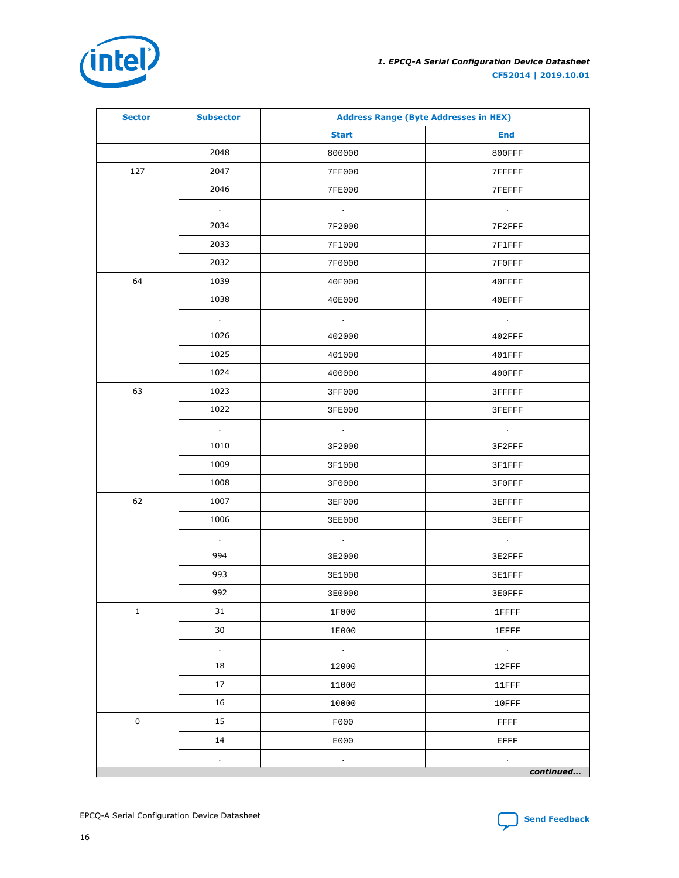| Sector | Subsector | Address Range (Byte Addresses in HEX) | |
|---|---|---|---|
| | | Start | End |
| | 2048 | 800000 | 800FFF |
| 127 | 2047 | 7FF000 | 7FFFFF |
| | 2046 | 7FE000 | 7FEFFF |
| | . | . | . |
| | 2034 | 7F2000 | 7F2FFF |
| | 2033 | 7F1000 | 7F1FFF |
| | 2032 | 7F0000 | 7F0FFF |
| 64 | 1039 | 40F000 | 40FFFF |
| | 1038 | 40E000 | 40EFFF |
| | . | . | . |
| | 1026 | 402000 | 402FFF |
| | 1025 | 401000 | 401FFF |
| | 1024 | 400000 | 400FFF |
| 63 | 1023 | 3FF000 | 3FFFFF |
| | 1022 | 3FE000 | 3FEFFF |
| | . | . | . |
| | 1010 | 3F2000 | 3F2FFF |
| | 1009 | 3F1000 | 3F1FFF |
| | 1008 | 3F0000 | 3F0FFF |
| 62 | 1007 | 3EF000 | 3EFFFF |
| | 1006 | 3EE000 | 3EEFFF |
| | . | . | . |
| | 994 | 3E2000 | 3E2FFF |
| | 993 | 3E1000 | 3E1FFF |
| | 992 | 3E0000 | 3E0FFF |
| 1 | 31 | 1F000 | 1FFFF |
| | 30 | 1E000 | 1EFFF |
| | . | . | . |
| | 18 | 12000 | 12FFF |
| | 17 | 11000 | 11FFF |
| | 16 | 10000 | 10FFF |
| 0 | 15 | F000 | FFFF |
| | 14 | E000 | EFFF |
| | . | . | . |

*continued...*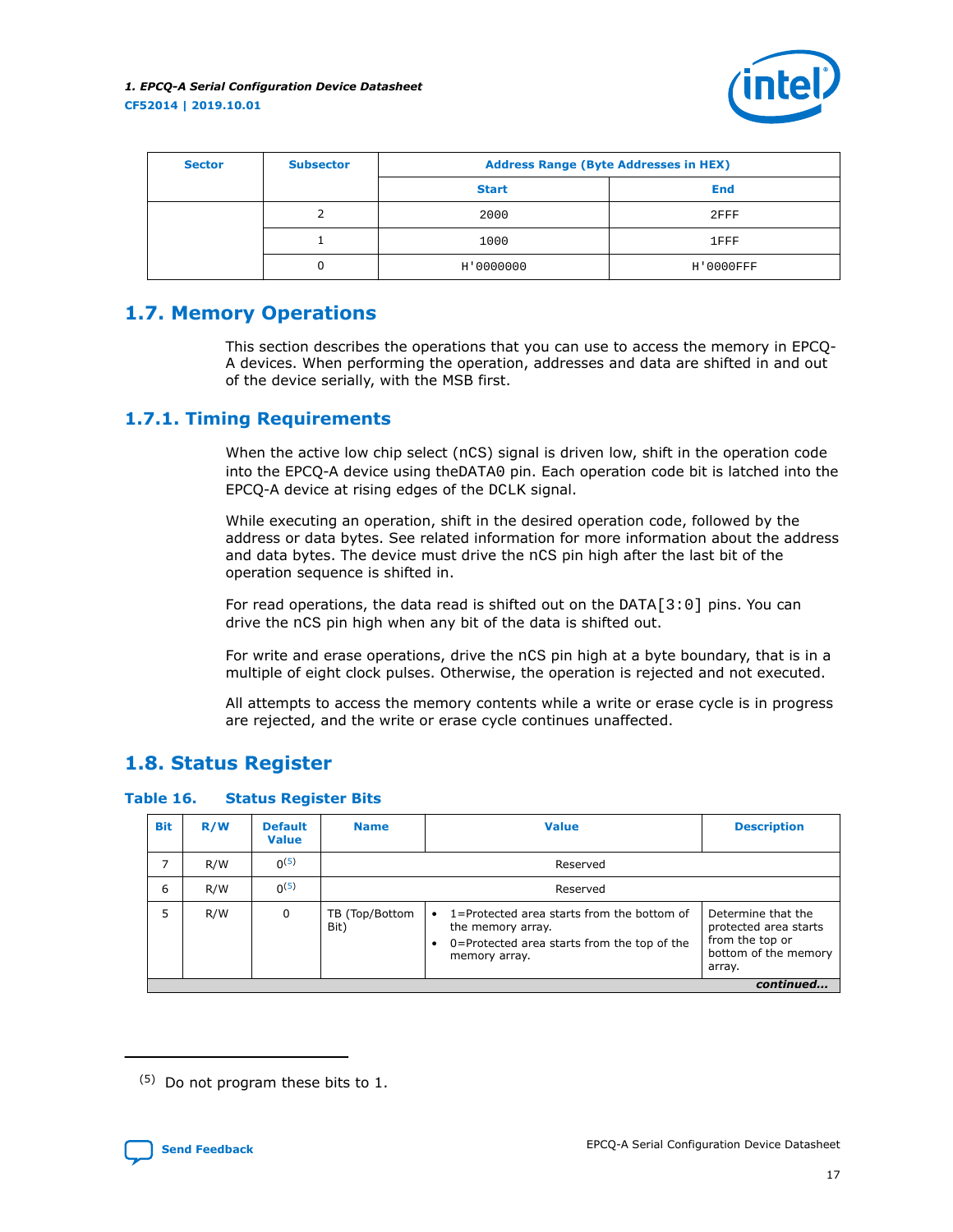| Sector | Subsector | Address Range (Byte Addresses in HEX) | |
|---|---|---|---|
| | | Start | End |
| | 2 | 2000 | 2FFF |
| | 1 | 1000 | 1FFF |
| | 0 | H'0000000 | H'0000FFF |

## 1.7. Memory Operations

This section describes the operations that you can use to access the memory in EPCQ-A devices. When performing the operation, addresses and data are shifted in and out of the device serially, with the MSB first.

### 1.7.1. Timing Requirements

When the active low chip select (nCS) signal is driven low, shift in the operation code into the EPCQ-A device using theDATA0 pin. Each operation code bit is latched into the EPCQ-A device at rising edges of the DCLK signal.

While executing an operation, shift in the desired operation code, followed by the address or data bytes. See related information for more information about the address and data bytes. The device must drive the nCS pin high after the last bit of the operation sequence is shifted in.

For read operations, the data read is shifted out on the DATA[3:0] pins. You can drive the nCS pin high when any bit of the data is shifted out.

For write and erase operations, drive the nCS pin high at a byte boundary, that is in a multiple of eight clock pulses. Otherwise, the operation is rejected and not executed.

All attempts to access the memory contents while a write or erase cycle is in progress are rejected, and the write or erase cycle continues unaffected.

## 1.8. Status Register

**Table 16. Status Register Bits**

| Bit | R/W | Default Value | Name | Value | Description |
|---|---|---|---|---|---|
| 7 | R/W | 0[5] | Reserved | | |
| 6 | R/W | 0[5] | Reserved | | |
| 5 | R/W | 0 | TB (Top/Bottom Bit) | • 1=Protected area starts from the bottom of the memory array.<br>• 0=Protected area starts from the top of the memory array. | Determine that the protected area starts from the top or bottom of the memory array. |

*continued...*

(5) Do not program these bits to 1.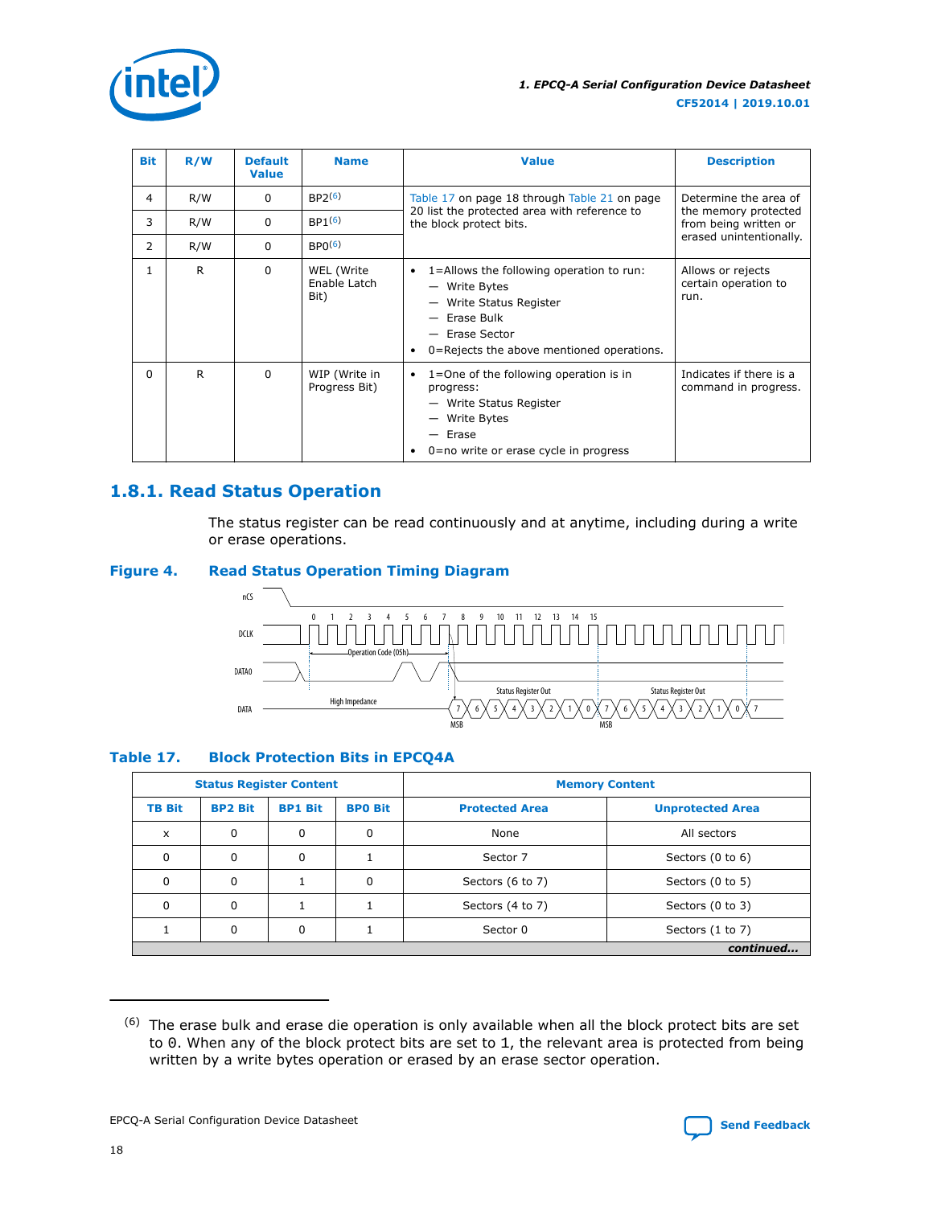| Bit | R/W | Default Value | Name | Value | Description |
|---|---|---|---|---|---|
| 4 | R/W | 0 | BP2[(6)] | Table 17 on page 18 through Table 21 on page 20 list the protected area with reference to the block protect bits. | Determine the area of the memory protected from being written or erased unintentionally. |
| 3 | R/W | 0 | BP1[(6)] | | |
| 2 | R/W | 0 | BP0[(6)] | | |
| 1 | R | 0 | WEL (Write Enable Latch Bit) | • 1=Allows the following operation to run: — Write Bytes — Write Status Register — Erase Bulk — Erase Sector • 0=Rejects the above mentioned operations. | Allows or rejects certain operation to run. |
| 0 | R | 0 | WIP (Write in Progress Bit) | • 1=One of the following operation is in progress: — Write Status Register — Write Bytes — Erase • 0=no write or erase cycle in progress | Indicates if there is a command in progress. |

## 1.8.1. Read Status Operation

The status register can be read continuously and at anytime, including during a write or erase operations.

**Figure 4. Read Status Operation Timing Diagram**

### Table 17. Block Protection Bits in EPCQ4A

| Status Register Content | | | | Memory Content | |
|---|---|---|---|---|---|
| **TB Bit** | **BP2 Bit** | **BP1 Bit** | **BP0 Bit** | **Protected Area** | **Unprotected Area** |
| x | 0 | 0 | 0 | None | All sectors |
| 0 | 0 | 0 | 1 | Sector 7 | Sectors (0 to 6) |
| 0 | 0 | 1 | 0 | Sectors (6 to 7) | Sectors (0 to 5) |
| 0 | 0 | 1 | 1 | Sectors (4 to 7) | Sectors (0 to 3) |
| 1 | 0 | 0 | 1 | Sector 0 | Sectors (1 to 7) |

*continued...*

---

(6) The erase bulk and erase die operation is only available when all the block protect bits are set to 0. When any of the block protect bits are set to 1, the relevant area is protected from being written by a write bytes operation or erased by an erase sector operation.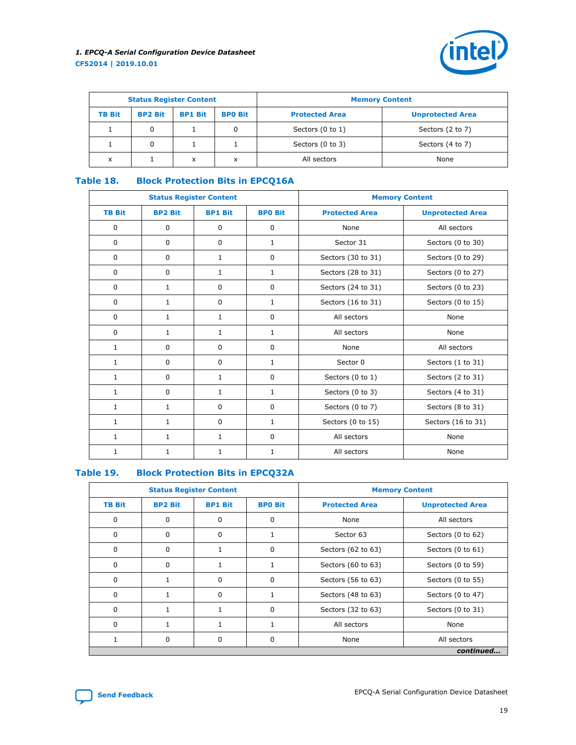| Status Register Content | | | | Memory Content | |
|---|---|---|---|---|---|
| TB Bit | BP2 Bit | BP1 Bit | BP0 Bit | Protected Area | Unprotected Area |
| 1 | 0 | 1 | 0 | Sectors (0 to 1) | Sectors (2 to 7) |
| 1 | 0 | 1 | 1 | Sectors (0 to 3) | Sectors (4 to 7) |
| x | 1 | x | x | All sectors | None |

## Table 18. Block Protection Bits in EPCQ16A

| Status Register Content | | | | Memory Content | |
|---|---|---|---|---|---|
| TB Bit | BP2 Bit | BP1 Bit | BP0 Bit | Protected Area | Unprotected Area |
| 0 | 0 | 0 | 0 | None | All sectors |
| 0 | 0 | 0 | 1 | Sector 31 | Sectors (0 to 30) |
| 0 | 0 | 1 | 0 | Sectors (30 to 31) | Sectors (0 to 29) |
| 0 | 0 | 1 | 1 | Sectors (28 to 31) | Sectors (0 to 27) |
| 0 | 1 | 0 | 0 | Sectors (24 to 31) | Sectors (0 to 23) |
| 0 | 1 | 0 | 1 | Sectors (16 to 31) | Sectors (0 to 15) |
| 0 | 1 | 1 | 0 | All sectors | None |
| 0 | 1 | 1 | 1 | All sectors | None |
| 1 | 0 | 0 | 0 | None | All sectors |
| 1 | 0 | 0 | 1 | Sector 0 | Sectors (1 to 31) |
| 1 | 0 | 1 | 0 | Sectors (0 to 1) | Sectors (2 to 31) |
| 1 | 0 | 1 | 1 | Sectors (0 to 3) | Sectors (4 to 31) |
| 1 | 1 | 0 | 0 | Sectors (0 to 7) | Sectors (8 to 31) |
| 1 | 1 | 0 | 1 | Sectors (0 to 15) | Sectors (16 to 31) |
| 1 | 1 | 1 | 0 | All sectors | None |
| 1 | 1 | 1 | 1 | All sectors | None |

## Table 19. Block Protection Bits in EPCQ32A

| Status Register Content | | | | Memory Content | |
|---|---|---|---|---|---|
| TB Bit | BP2 Bit | BP1 Bit | BP0 Bit | Protected Area | Unprotected Area |
| 0 | 0 | 0 | 0 | None | All sectors |
| 0 | 0 | 0 | 1 | Sector 63 | Sectors (0 to 62) |
| 0 | 0 | 1 | 0 | Sectors (62 to 63) | Sectors (0 to 61) |
| 0 | 0 | 1 | 1 | Sectors (60 to 63) | Sectors (0 to 59) |
| 0 | 1 | 0 | 0 | Sectors (56 to 63) | Sectors (0 to 55) |
| 0 | 1 | 0 | 1 | Sectors (48 to 63) | Sectors (0 to 47) |
| 0 | 1 | 1 | 0 | Sectors (32 to 63) | Sectors (0 to 31) |
| 0 | 1 | 1 | 1 | All sectors | None |
| 1 | 0 | 0 | 0 | None | All sectors |

*continued...*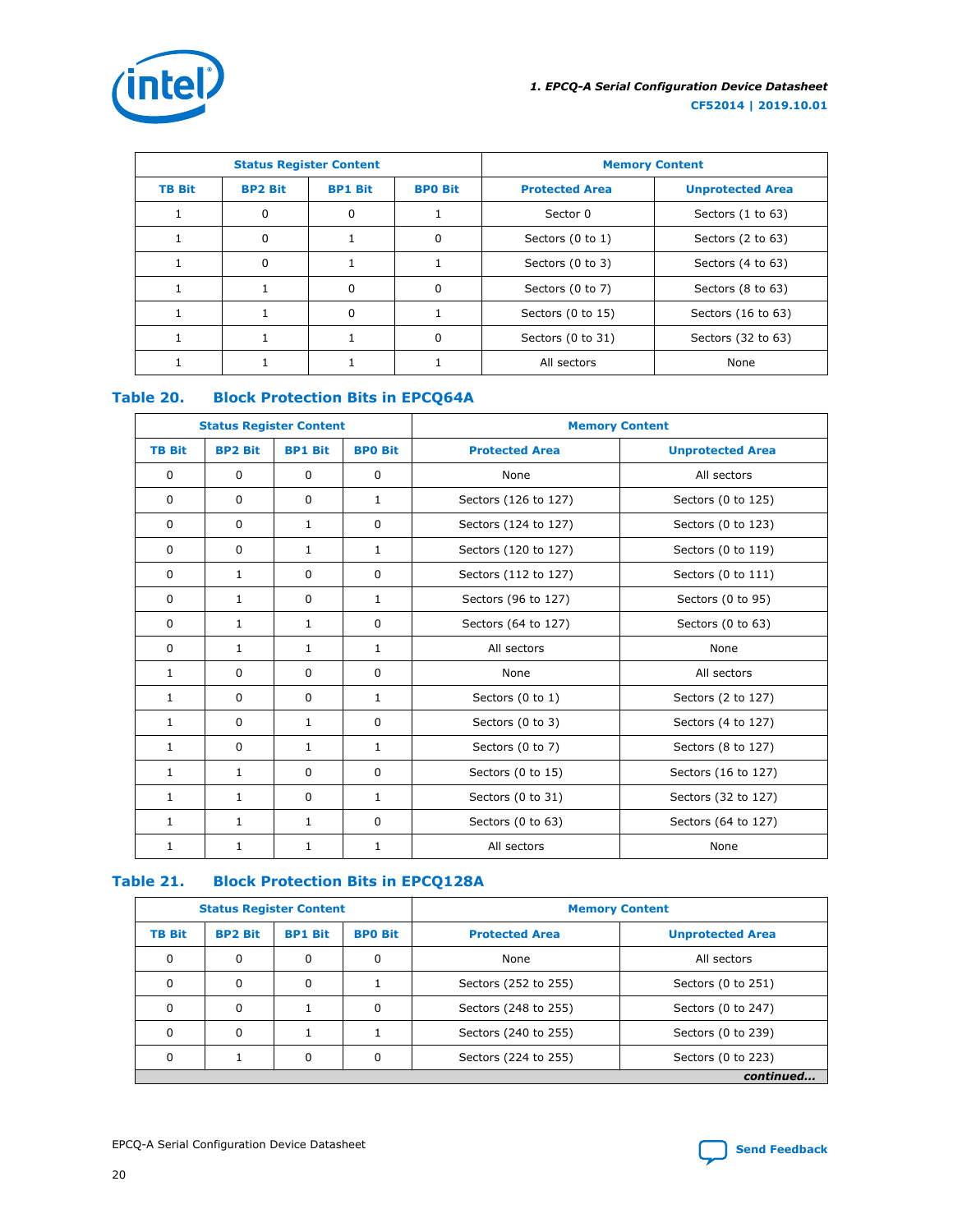| Status Register Content | | | | Memory Content | |
|---|---|---|---|---|---|
| TB Bit | BP2 Bit | BP1 Bit | BP0 Bit | Protected Area | Unprotected Area |
| 1 | 0 | 0 | 1 | Sector 0 | Sectors (1 to 63) |
| 1 | 0 | 1 | 0 | Sectors (0 to 1) | Sectors (2 to 63) |
| 1 | 0 | 1 | 1 | Sectors (0 to 3) | Sectors (4 to 63) |
| 1 | 1 | 0 | 0 | Sectors (0 to 7) | Sectors (8 to 63) |
| 1 | 1 | 0 | 1 | Sectors (0 to 15) | Sectors (16 to 63) |
| 1 | 1 | 1 | 0 | Sectors (0 to 31) | Sectors (32 to 63) |
| 1 | 1 | 1 | 1 | All sectors | None |

### Table 20. Block Protection Bits in EPCQ64A

| Status Register Content | | | | Memory Content | |
|---|---|---|---|---|---|
| TB Bit | BP2 Bit | BP1 Bit | BP0 Bit | Protected Area | Unprotected Area |
| 0 | 0 | 0 | 0 | None | All sectors |
| 0 | 0 | 0 | 1 | Sectors (126 to 127) | Sectors (0 to 125) |
| 0 | 0 | 1 | 0 | Sectors (124 to 127) | Sectors (0 to 123) |
| 0 | 0 | 1 | 1 | Sectors (120 to 127) | Sectors (0 to 119) |
| 0 | 1 | 0 | 0 | Sectors (112 to 127) | Sectors (0 to 111) |
| 0 | 1 | 0 | 1 | Sectors (96 to 127) | Sectors (0 to 95) |
| 0 | 1 | 1 | 0 | Sectors (64 to 127) | Sectors (0 to 63) |
| 0 | 1 | 1 | 1 | All sectors | None |
| 1 | 0 | 0 | 0 | None | All sectors |
| 1 | 0 | 0 | 1 | Sectors (0 to 1) | Sectors (2 to 127) |
| 1 | 0 | 1 | 0 | Sectors (0 to 3) | Sectors (4 to 127) |
| 1 | 0 | 1 | 1 | Sectors (0 to 7) | Sectors (8 to 127) |
| 1 | 1 | 0 | 0 | Sectors (0 to 15) | Sectors (16 to 127) |
| 1 | 1 | 0 | 1 | Sectors (0 to 31) | Sectors (32 to 127) |
| 1 | 1 | 1 | 0 | Sectors (0 to 63) | Sectors (64 to 127) |
| 1 | 1 | 1 | 1 | All sectors | None |

### Table 21. Block Protection Bits in EPCQ128A

| Status Register Content | | | | Memory Content | |
|---|---|---|---|---|---|
| TB Bit | BP2 Bit | BP1 Bit | BP0 Bit | Protected Area | Unprotected Area |
| 0 | 0 | 0 | 0 | None | All sectors |
| 0 | 0 | 0 | 1 | Sectors (252 to 255) | Sectors (0 to 251) |
| 0 | 0 | 1 | 0 | Sectors (248 to 255) | Sectors (0 to 247) |
| 0 | 0 | 1 | 1 | Sectors (240 to 255) | Sectors (0 to 239) |
| 0 | 1 | 0 | 0 | Sectors (224 to 255) | Sectors (0 to 223) |

*continued...*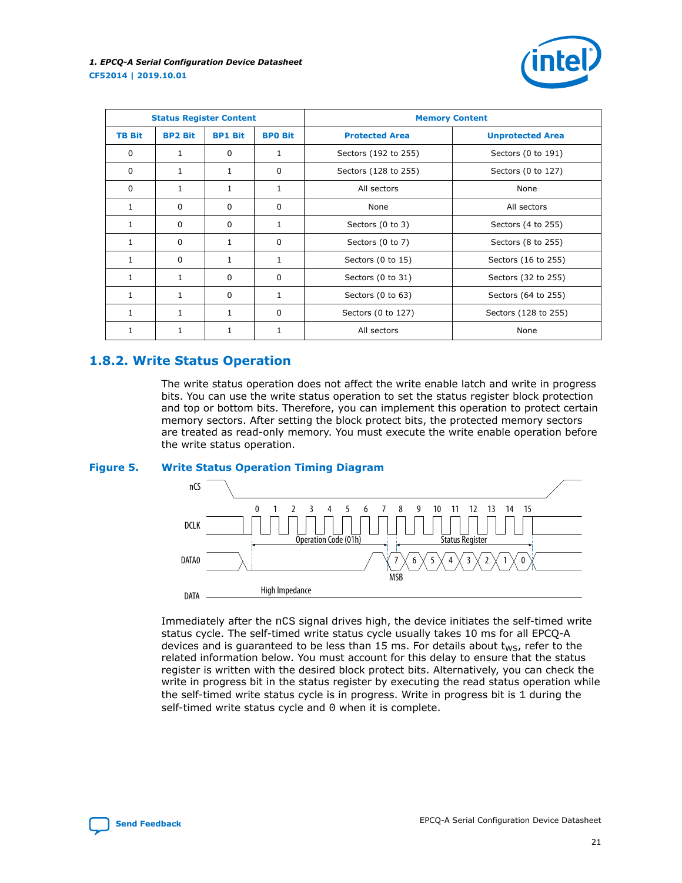| Status Register Content | | | | Memory Content | |
|---|---|---|---|---|---|
| TB Bit | BP2 Bit | BP1 Bit | BP0 Bit | Protected Area | Unprotected Area |
| 0 | 1 | 0 | 1 | Sectors (192 to 255) | Sectors (0 to 191) |
| 0 | 1 | 1 | 0 | Sectors (128 to 255) | Sectors (0 to 127) |
| 0 | 1 | 1 | 1 | All sectors | None |
| 1 | 0 | 0 | 0 | None | All sectors |
| 1 | 0 | 0 | 1 | Sectors (0 to 3) | Sectors (4 to 255) |
| 1 | 0 | 1 | 0 | Sectors (0 to 7) | Sectors (8 to 255) |
| 1 | 0 | 1 | 1 | Sectors (0 to 15) | Sectors (16 to 255) |
| 1 | 1 | 0 | 0 | Sectors (0 to 31) | Sectors (32 to 255) |
| 1 | 1 | 0 | 1 | Sectors (0 to 63) | Sectors (64 to 255) |
| 1 | 1 | 1 | 0 | Sectors (0 to 127) | Sectors (128 to 255) |
| 1 | 1 | 1 | 1 | All sectors | None |

## 1.8.2. Write Status Operation

The write status operation does not affect the write enable latch and write in progress bits. You can use the write status operation to set the status register block protection and top or bottom bits. Therefore, you can implement this operation to protect certain memory sectors. After setting the block protect bits, the protected memory sectors are treated as read-only memory. You must execute the write enable operation before the write status operation.

**Figure 5. Write Status Operation Timing Diagram**

nCS

DCLK 0 1 2 3 4 5 6 7 8 9 10 11 12 13 14 15

Operation Code (01h) Status Register

DATA0 7 6 5 4 3 2 1 0

MSB

DATA High Impedance

Immediately after the nCS signal drives high, the device initiates the self-timed write status cycle. The self-timed write status cycle usually takes 10 ms for all EPCQ-A devices and is guaranteed to be less than 15 ms. For details about $t_{WS}$, refer to the related information below. You must account for this delay to ensure that the status register is written with the desired block protect bits. Alternatively, you can check the write in progress bit in the status register by executing the read status operation while the self-timed write status cycle is in progress. Write in progress bit is 1 during the self-timed write status cycle and 0 when it is complete.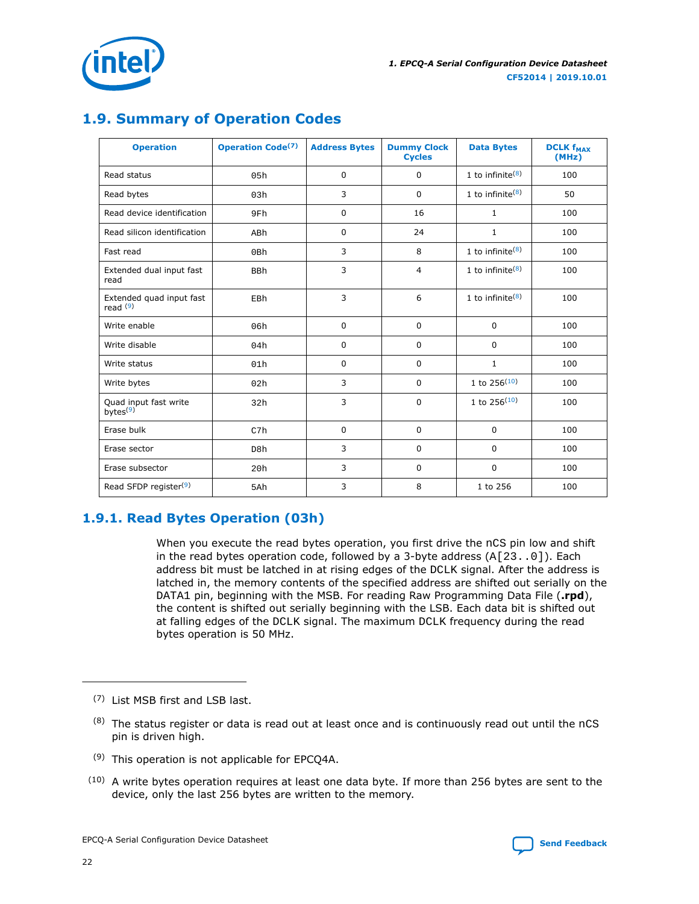## 1.9. Summary of Operation Codes

| Operation | Operation Code[7] | Address Bytes | Dummy Clock Cycles | Data Bytes | DCLK $f_{MAX}$ (MHz) |
|---|---|---|---|---|---|
| Read status | 05h | 0 | 0 | 1 to infinite[8] | 100 |
| Read bytes | 03h | 3 | 0 | 1 to infinite[8] | 50 |
| Read device identification | 9Fh | 0 | 16 | 1 | 100 |
| Read silicon identification | ABh | 0 | 24 | 1 | 100 |
| Fast read | 0Bh | 3 | 8 | 1 to infinite[8] | 100 |
| Extended dual input fast read | BBh | 3 | 4 | 1 to infinite[8] | 100 |
| Extended quad input fast read [9] | EBh | 3 | 6 | 1 to infinite[8] | 100 |
| Write enable | 06h | 0 | 0 | 0 | 100 |
| Write disable | 04h | 0 | 0 | 0 | 100 |
| Write status | 01h | 0 | 0 | 1 | 100 |
| Write bytes | 02h | 3 | 0 | 1 to 256[10] | 100 |
| Quad input fast write bytes[9] | 32h | 3 | 0 | 1 to 256[10] | 100 |
| Erase bulk | C7h | 0 | 0 | 0 | 100 |
| Erase sector | D8h | 3 | 0 | 0 | 100 |
| Erase subsector | 20h | 3 | 0 | 0 | 100 |
| Read SFDP register[9] | 5Ah | 3 | 8 | 1 to 256 | 100 |

### 1.9.1. Read Bytes Operation (03h)

When you execute the read bytes operation, you first drive the nCS pin low and shift in the read bytes operation code, followed by a 3-byte address (A[23..0]). Each address bit must be latched in at rising edges of the DCLK signal. After the address is latched in, the memory contents of the specified address are shifted out serially on the DATA1 pin, beginning with the MSB. For reading Raw Programming Data File (**.rpd**), the content is shifted out serially beginning with the LSB. Each data bit is shifted out at falling edges of the DCLK signal. The maximum DCLK frequency during the read bytes operation is 50 MHz.

---

(7) List MSB first and LSB last.

(8) The status register or data is read out at least once and is continuously read out until the nCS pin is driven high.

(9) This operation is not applicable for EPCQ4A.

(10) A write bytes operation requires at least one data byte. If more than 256 bytes are sent to the device, only the last 256 bytes are written to the memory.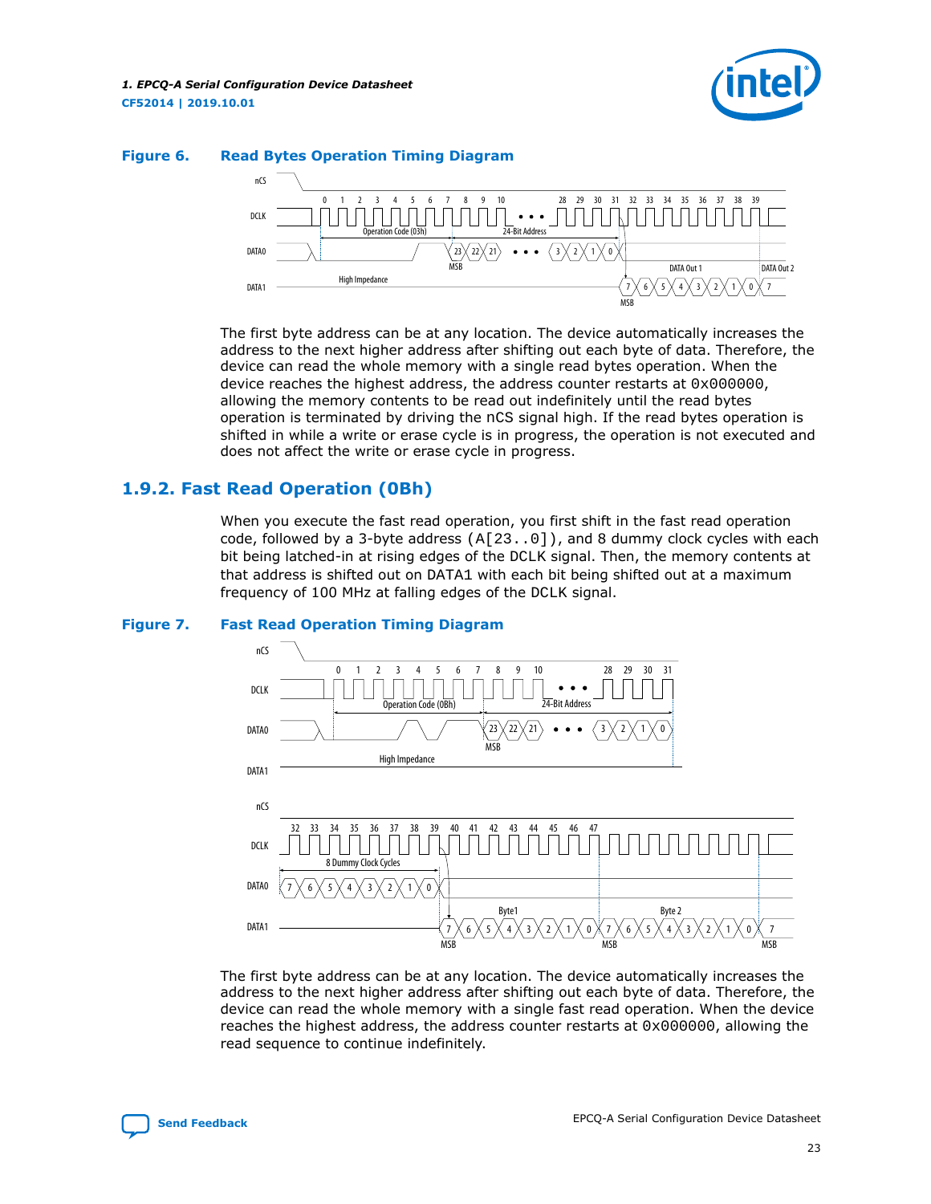**Figure 6. Read Bytes Operation Timing Diagram**

The first byte address can be at any location. The device automatically increases the address to the next higher address after shifting out each byte of data. Therefore, the device can read the whole memory with a single read bytes operation. When the device reaches the highest address, the address counter restarts at 0x000000, allowing the memory contents to be read out indefinitely until the read bytes operation is terminated by driving the nCS signal high. If the read bytes operation is shifted in while a write or erase cycle is in progress, the operation is not executed and does not affect the write or erase cycle in progress.

## 1.9.2. Fast Read Operation (0Bh)

When you execute the fast read operation, you first shift in the fast read operation code, followed by a 3-byte address (A[23..0]), and 8 dummy clock cycles with each bit being latched-in at rising edges of the DCLK signal. Then, the memory contents at that address is shifted out on DATA1 with each bit being shifted out at a maximum frequency of 100 MHz at falling edges of the DCLK signal.

**Figure 7. Fast Read Operation Timing Diagram**

The first byte address can be at any location. The device automatically increases the address to the next higher address after shifting out each byte of data. Therefore, the device can read the whole memory with a single fast read operation. When the device reaches the highest address, the address counter restarts at 0x000000, allowing the read sequence to continue indefinitely.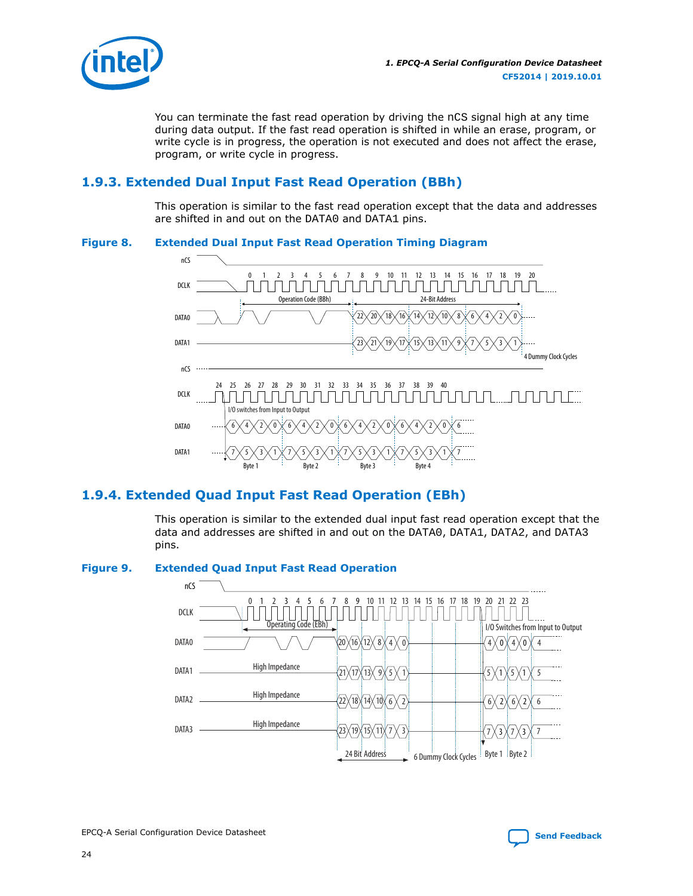You can terminate the fast read operation by driving the nCS signal high at any time during data output. If the fast read operation is shifted in while an erase, program, or write cycle is in progress, the operation is not executed and does not affect the erase, program, or write cycle in progress.

## 1.9.3. Extended Dual Input Fast Read Operation (BBh)

This operation is similar to the fast read operation except that the data and addresses are shifted in and out on the DATA0 and DATA1 pins.

**Figure 8. Extended Dual Input Fast Read Operation Timing Diagram**

## 1.9.4. Extended Quad Input Fast Read Operation (EBh)

This operation is similar to the extended dual input fast read operation except that the data and addresses are shifted in and out on the DATA0, DATA1, DATA2, and DATA3 pins.

**Figure 9. Extended Quad Input Fast Read Operation**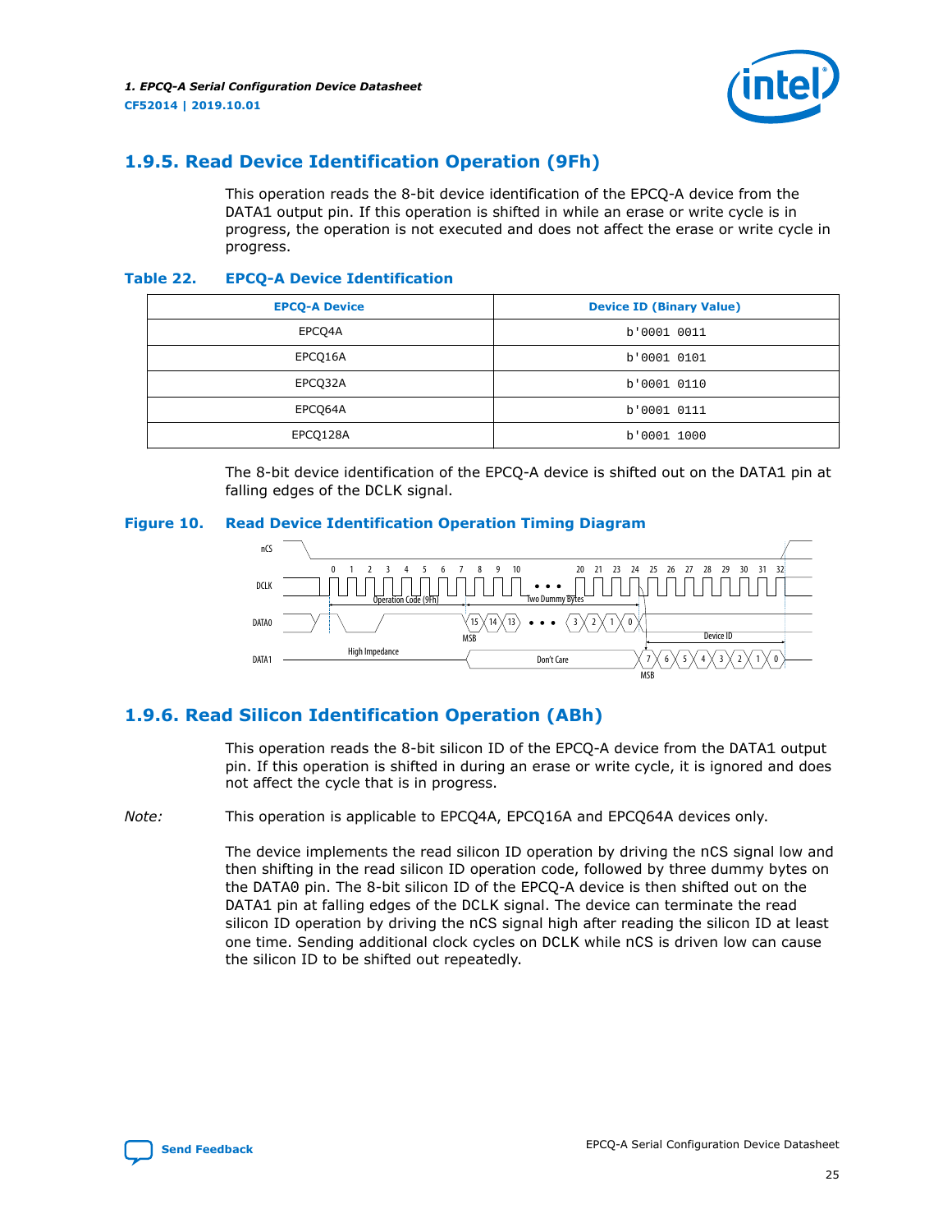## 1.9.5. Read Device Identification Operation (9Fh)

This operation reads the 8-bit device identification of the EPCQ-A device from the DATA1 output pin. If this operation is shifted in while an erase or write cycle is in progress, the operation is not executed and does not affect the erase or write cycle in progress.

**Table 22. EPCQ-A Device Identification**

| EPCQ-A Device | Device ID (Binary Value) |
|---|---|
| EPCQ4A | b'0001 0011 |
| EPCQ16A | b'0001 0101 |
| EPCQ32A | b'0001 0110 |
| EPCQ64A | b'0001 0111 |
| EPCQ128A | b'0001 1000 |

The 8-bit device identification of the EPCQ-A device is shifted out on the DATA1 pin at falling edges of the DCLK signal.

**Figure 10. Read Device Identification Operation Timing Diagram**

## 1.9.6. Read Silicon Identification Operation (ABh)

This operation reads the 8-bit silicon ID of the EPCQ-A device from the DATA1 output pin. If this operation is shifted in during an erase or write cycle, it is ignored and does not affect the cycle that is in progress.

*Note:* This operation is applicable to EPCQ4A, EPCQ16A and EPCQ64A devices only.

The device implements the read silicon ID operation by driving the nCS signal low and then shifting in the read silicon ID operation code, followed by three dummy bytes on the DATA0 pin. The 8-bit silicon ID of the EPCQ-A device is then shifted out on the DATA1 pin at falling edges of the DCLK signal. The device can terminate the read silicon ID operation by driving the nCS signal high after reading the silicon ID at least one time. Sending additional clock cycles on DCLK while nCS is driven low can cause the silicon ID to be shifted out repeatedly.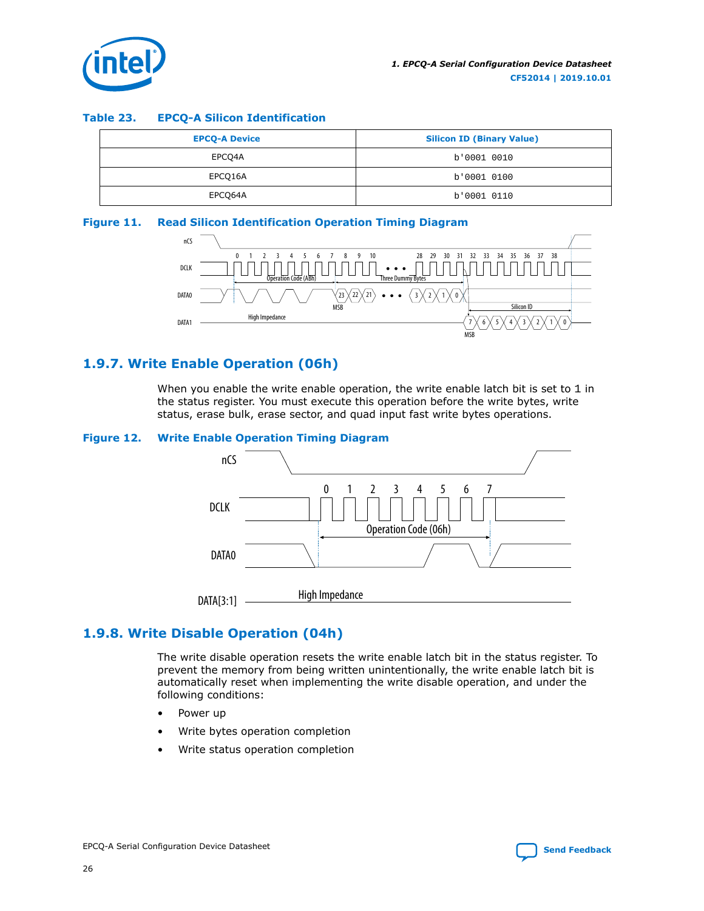**Table 23. EPCQ-A Silicon Identification**

| EPCQ-A Device | Silicon ID (Binary Value) |
|---|---|
| EPCQ4A | b'0001 0010 |
| EPCQ16A | b'0001 0100 |
| EPCQ64A | b'0001 0110 |

**Figure 11. Read Silicon Identification Operation Timing Diagram**

## 1.9.7. Write Enable Operation (06h)

When you enable the write enable operation, the write enable latch bit is set to 1 in the status register. You must execute this operation before the write bytes, write status, erase bulk, erase sector, and quad input fast write bytes operations.

**Figure 12. Write Enable Operation Timing Diagram**

## 1.9.8. Write Disable Operation (04h)

The write disable operation resets the write enable latch bit in the status register. To prevent the memory from being written unintentionally, the write enable latch bit is automatically reset when implementing the write disable operation, and under the following conditions:

- Power up
- Write bytes operation completion
- Write status operation completion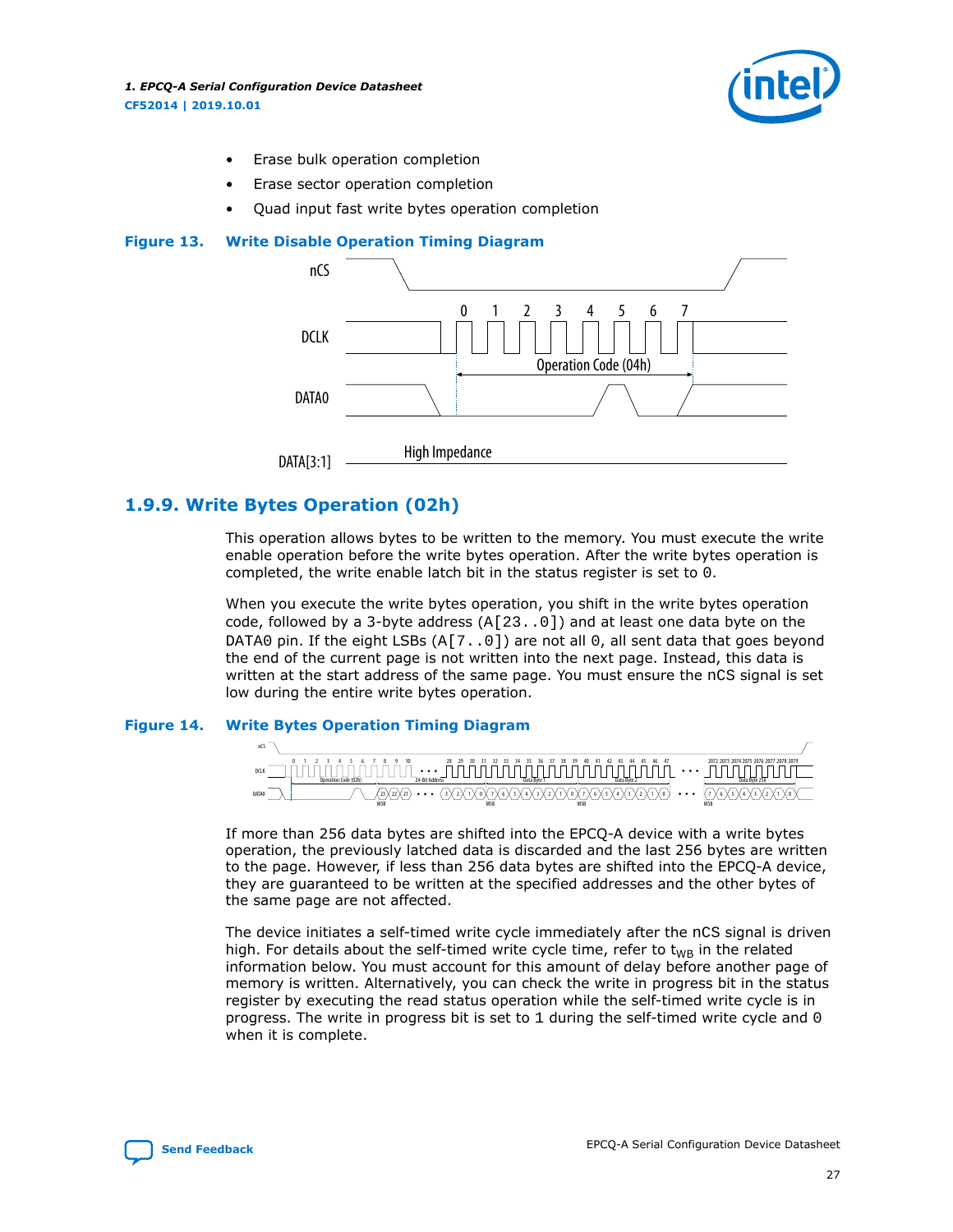- Erase bulk operation completion
- Erase sector operation completion
- Quad input fast write bytes operation completion

**Figure 13. Write Disable Operation Timing Diagram**

### 1.9.9. Write Bytes Operation (02h)

This operation allows bytes to be written to the memory. You must execute the write enable operation before the write bytes operation. After the write bytes operation is completed, the write enable latch bit in the status register is set to 0.

When you execute the write bytes operation, you shift in the write bytes operation code, followed by a 3-byte address (A[23..0]) and at least one data byte on the DATA0 pin. If the eight LSBs (A[7..0]) are not all 0, all sent data that goes beyond the end of the current page is not written into the next page. Instead, this data is written at the start address of the same page. You must ensure the nCS signal is set low during the entire write bytes operation.

**Figure 14. Write Bytes Operation Timing Diagram**

If more than 256 data bytes are shifted into the EPCQ-A device with a write bytes operation, the previously latched data is discarded and the last 256 bytes are written to the page. However, if less than 256 data bytes are shifted into the EPCQ-A device, they are guaranteed to be written at the specified addresses and the other bytes of the same page are not affected.

The device initiates a self-timed write cycle immediately after the nCS signal is driven high. For details about the self-timed write cycle time, refer to $t_{WB}$ in the related information below. You must account for this amount of delay before another page of memory is written. Alternatively, you can check the write in progress bit in the status register by executing the read status operation while the self-timed write cycle is in progress. The write in progress bit is set to 1 during the self-timed write cycle and 0 when it is complete.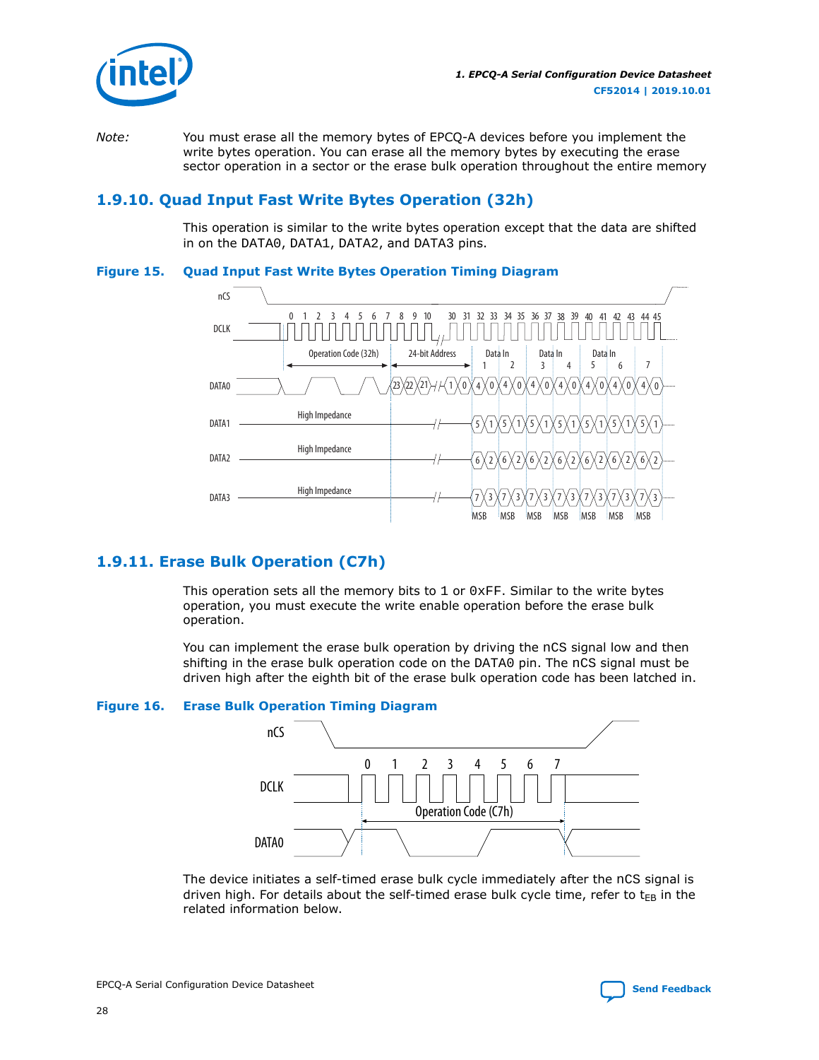*Note:* You must erase all the memory bytes of EPCQ-A devices before you implement the write bytes operation. You can erase all the memory bytes by executing the erase sector operation in a sector or the erase bulk operation throughout the entire memory

## 1.9.10. Quad Input Fast Write Bytes Operation (32h)

This operation is similar to the write bytes operation except that the data are shifted in on the DATA0, DATA1, DATA2, and DATA3 pins.

**Figure 15. Quad Input Fast Write Bytes Operation Timing Diagram**

## 1.9.11. Erase Bulk Operation (C7h)

This operation sets all the memory bits to 1 or 0xFF. Similar to the write bytes operation, you must execute the write enable operation before the erase bulk operation.

You can implement the erase bulk operation by driving the nCS signal low and then shifting in the erase bulk operation code on the DATA0 pin. The nCS signal must be driven high after the eighth bit of the erase bulk operation code has been latched in.

**Figure 16. Erase Bulk Operation Timing Diagram**

The device initiates a self-timed erase bulk cycle immediately after the nCS signal is driven high. For details about the self-timed erase bulk cycle time, refer to $t_{EB}$ in the related information below.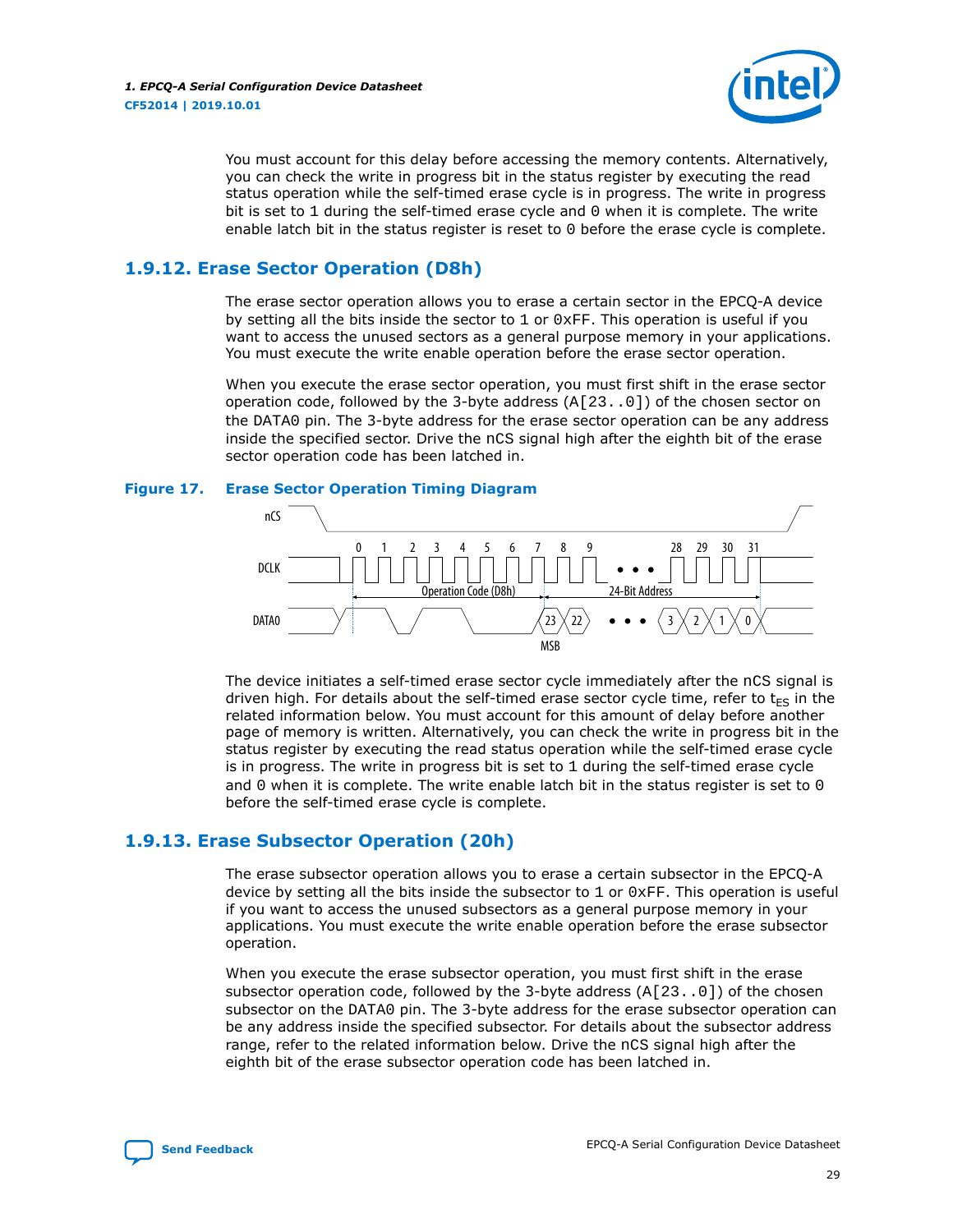You must account for this delay before accessing the memory contents. Alternatively, you can check the write in progress bit in the status register by executing the read status operation while the self-timed erase cycle is in progress. The write in progress bit is set to 1 during the self-timed erase cycle and 0 when it is complete. The write enable latch bit in the status register is reset to 0 before the erase cycle is complete.

## 1.9.12. Erase Sector Operation (D8h)

The erase sector operation allows you to erase a certain sector in the EPCQ-A device by setting all the bits inside the sector to 1 or 0xFF. This operation is useful if you want to access the unused sectors as a general purpose memory in your applications. You must execute the write enable operation before the erase sector operation.

When you execute the erase sector operation, you must first shift in the erase sector operation code, followed by the 3-byte address (A[23..0]) of the chosen sector on the DATA0 pin. The 3-byte address for the erase sector operation can be any address inside the specified sector. Drive the nCS signal high after the eighth bit of the erase sector operation code has been latched in.

**Figure 17. Erase Sector Operation Timing Diagram**

The device initiates a self-timed erase sector cycle immediately after the nCS signal is driven high. For details about the self-timed erase sector cycle time, refer to $t_{ES}$ in the related information below. You must account for this amount of delay before another page of memory is written. Alternatively, you can check the write in progress bit in the status register by executing the read status operation while the self-timed erase cycle is in progress. The write in progress bit is set to 1 during the self-timed erase cycle and 0 when it is complete. The write enable latch bit in the status register is set to 0 before the self-timed erase cycle is complete.

## 1.9.13. Erase Subsector Operation (20h)

The erase subsector operation allows you to erase a certain subsector in the EPCQ-A device by setting all the bits inside the subsector to 1 or 0xFF. This operation is useful if you want to access the unused subsectors as a general purpose memory in your applications. You must execute the write enable operation before the erase subsector operation.

When you execute the erase subsector operation, you must first shift in the erase subsector operation code, followed by the 3-byte address (A[23..0]) of the chosen subsector on the DATA0 pin. The 3-byte address for the erase subsector operation can be any address inside the specified subsector. For details about the subsector address range, refer to the related information below. Drive the nCS signal high after the eighth bit of the erase subsector operation code has been latched in.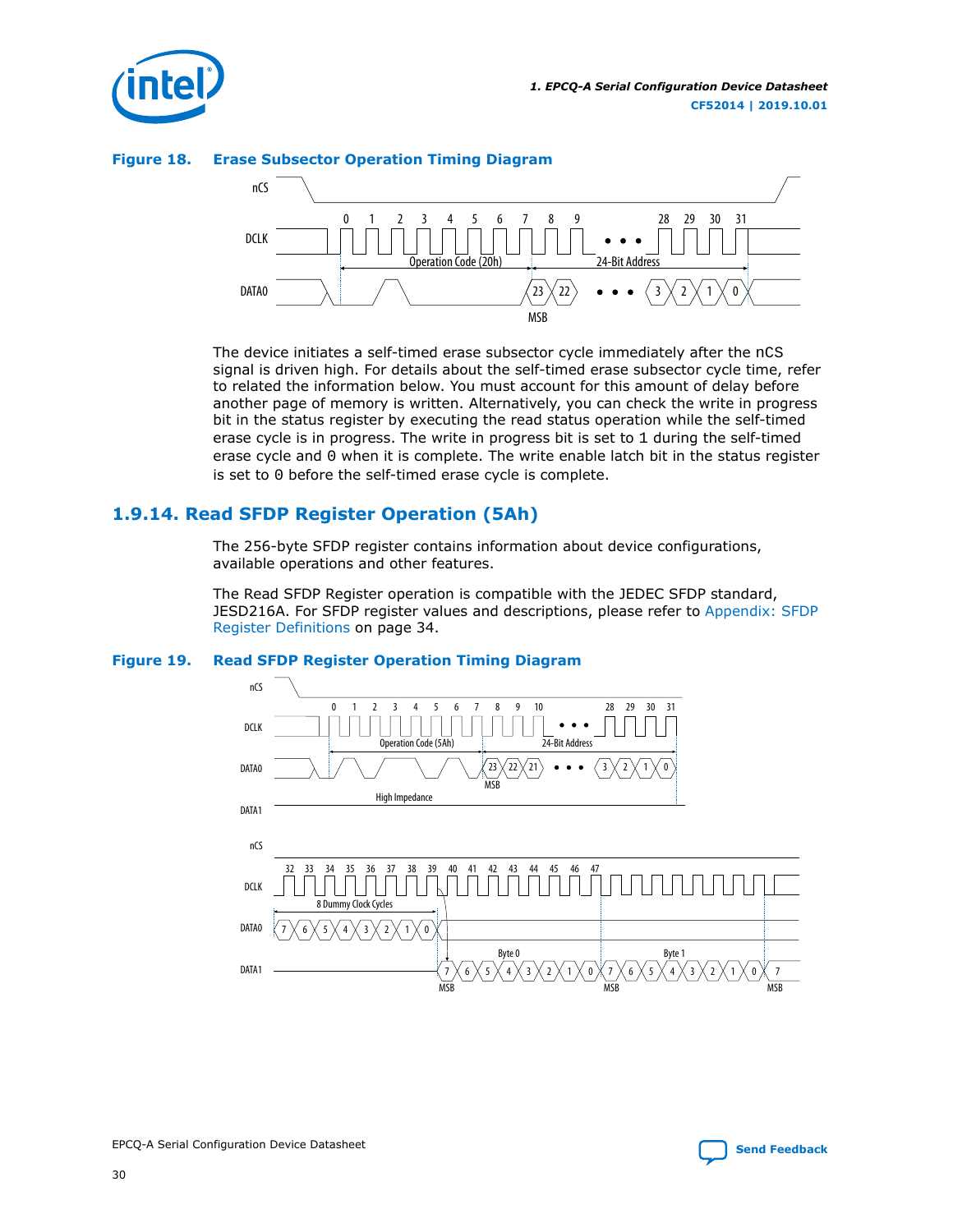**Figure 18. Erase Subsector Operation Timing Diagram**

The device initiates a self-timed erase subsector cycle immediately after the nCS signal is driven high. For details about the self-timed erase subsector cycle time, refer to related the information below. You must account for this amount of delay before another page of memory is written. Alternatively, you can check the write in progress bit in the status register by executing the read status operation while the self-timed erase cycle is in progress. The write in progress bit is set to 1 during the self-timed erase cycle and 0 when it is complete. The write enable latch bit in the status register is set to 0 before the self-timed erase cycle is complete.

## 1.9.14. Read SFDP Register Operation (5Ah)

The 256-byte SFDP register contains information about device configurations, available operations and other features.

The Read SFDP Register operation is compatible with the JEDEC SFDP standard, JESD216A. For SFDP register values and descriptions, please refer to Appendix: SFDP Register Definitions on page 34.

**Figure 19. Read SFDP Register Operation Timing Diagram**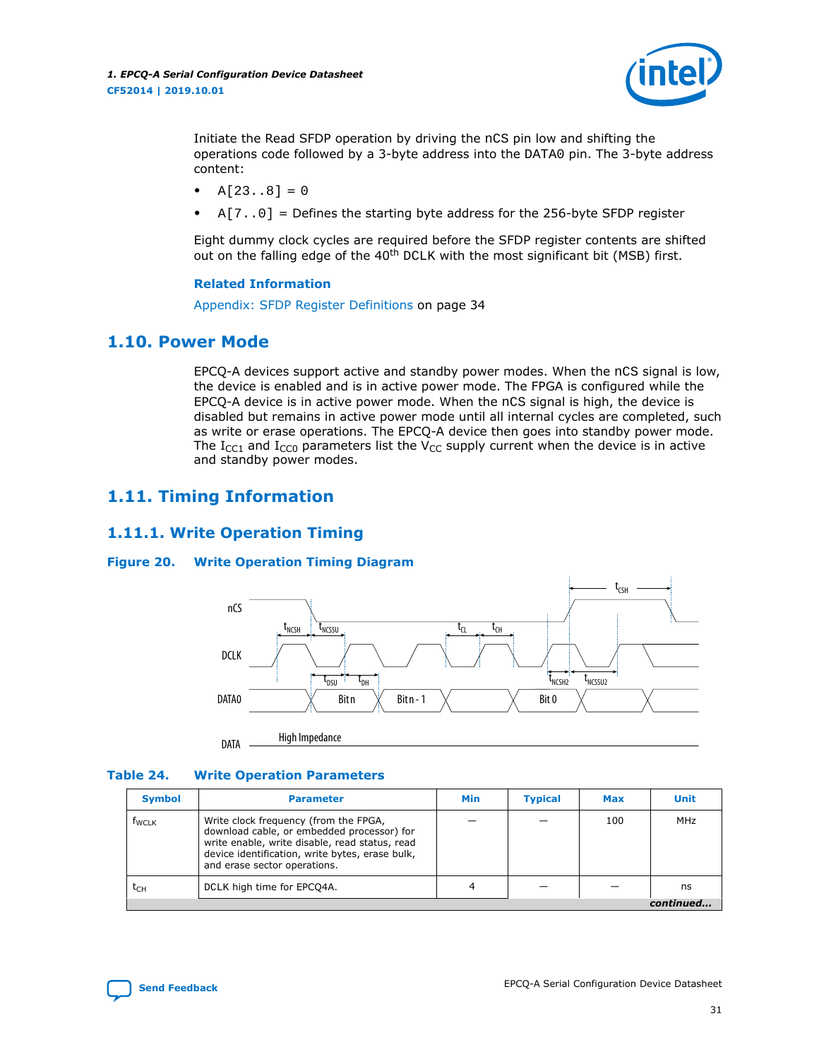Initiate the Read SFDP operation by driving the nCS pin low and shifting the operations code followed by a 3-byte address into the DATA0 pin. The 3-byte address content:

- `A[23..8] = 0`
- `A[7..0]` = Defines the starting byte address for the 256-byte SFDP register

Eight dummy clock cycles are required before the SFDP register contents are shifted out on the falling edge of the 40th DCLK with the most significant bit (MSB) first.

**Related Information**

Appendix: SFDP Register Definitions on page 34

## 1.10. Power Mode

EPCQ-A devices support active and standby power modes. When the nCS signal is low, the device is enabled and is in active power mode. The FPGA is configured while the EPCQ-A device is in active power mode. When the nCS signal is high, the device is disabled but remains in active power mode until all internal cycles are completed, such as write or erase operations. The EPCQ-A device then goes into standby power mode. The $I_{CC1}$ and $I_{CC0}$ parameters list the $V_{CC}$ supply current when the device is in active and standby power modes.

## 1.11. Timing Information

### 1.11.1. Write Operation Timing

**Figure 20. Write Operation Timing Diagram**

**Table 24. Write Operation Parameters**

| Symbol | Parameter | Min | Typical | Max | Unit |
|---|---|---|---|---|---|
| $f_{WCLK}$ | Write clock frequency (from the FPGA, download cable, or embedded processor) for write enable, write disable, read status, read device identification, write bytes, erase bulk, and erase sector operations. | — | — | 100 | MHz |
| $t_{CH}$ | DCLK high time for EPCQ4A. | 4 | — | — | ns |

*continued...*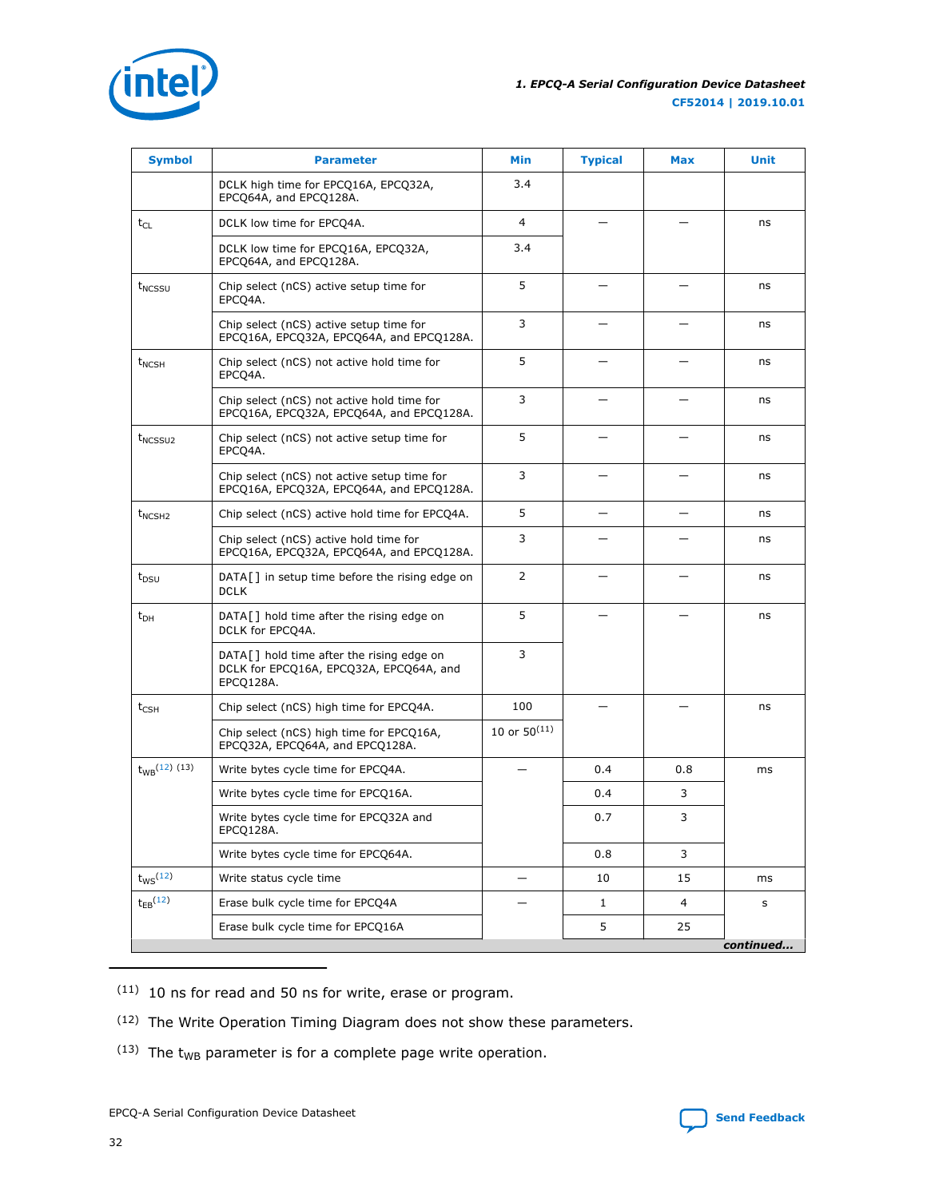| Symbol | Parameter | Min | Typical | Max | Unit |
|---|---|---|---|---|---|
| | DCLK high time for EPCQ16A, EPCQ32A, EPCQ64A, and EPCQ128A. | 3.4 | | | |
| $t_{CL}$ | DCLK low time for EPCQ4A. | 4 | — | — | ns |
| | DCLK low time for EPCQ16A, EPCQ32A, EPCQ64A, and EPCQ128A. | 3.4 | | | |
| $t_{NCSSU}$ | Chip select (nCS) active setup time for EPCQ4A. | 5 | — | — | ns |
| | Chip select (nCS) active setup time for EPCQ16A, EPCQ32A, EPCQ64A, and EPCQ128A. | 3 | — | — | ns |
| $t_{NCSH}$ | Chip select (nCS) not active hold time for EPCQ4A. | 5 | — | — | ns |
| | Chip select (nCS) not active hold time for EPCQ16A, EPCQ32A, EPCQ64A, and EPCQ128A. | 3 | — | — | ns |
| $t_{NCSSU2}$ | Chip select (nCS) not active setup time for EPCQ4A. | 5 | — | — | ns |
| | Chip select (nCS) not active setup time for EPCQ16A, EPCQ32A, EPCQ64A, and EPCQ128A. | 3 | — | — | ns |
| $t_{NCSH2}$ | Chip select (nCS) active hold time for EPCQ4A. | 5 | — | — | ns |
| | Chip select (nCS) active hold time for EPCQ16A, EPCQ32A, EPCQ64A, and EPCQ128A. | 3 | — | — | ns |
| $t_{DSU}$ | DATA[] in setup time before the rising edge on DCLK | 2 | — | — | ns |
| $t_{DH}$ | DATA[] hold time after the rising edge on DCLK for EPCQ4A. | 5 | — | — | ns |
| | DATA[] hold time after the rising edge on DCLK for EPCQ16A, EPCQ32A, EPCQ64A, and EPCQ128A. | 3 | | | |
| $t_{CSH}$ | Chip select (nCS) high time for EPCQ4A. | 100 | — | — | ns |
| | Chip select (nCS) high time for EPCQ16A, EPCQ32A, EPCQ64A, and EPCQ128A. | 10 or 50[11] | | | |
| $t_{WB}$[12] [13] | Write bytes cycle time for EPCQ4A. | — | 0.4 | 0.8 | ms |
| | Write bytes cycle time for EPCQ16A. | | 0.4 | 3 | |
| | Write bytes cycle time for EPCQ32A and EPCQ128A. | | 0.7 | 3 | |
| | Write bytes cycle time for EPCQ64A. | | 0.8 | 3 | |
| $t_{WS}$[12] | Write status cycle time | — | 10 | 15 | ms |
| $t_{EB}$[12] | Erase bulk cycle time for EPCQ4A | — | 1 | 4 | s |
| | Erase bulk cycle time for EPCQ16A | | 5 | 25 | |

*continued...*

(11) 10 ns for read and 50 ns for write, erase or program.

(12) The Write Operation Timing Diagram does not show these parameters.

(13) The $t_{WB}$ parameter is for a complete page write operation.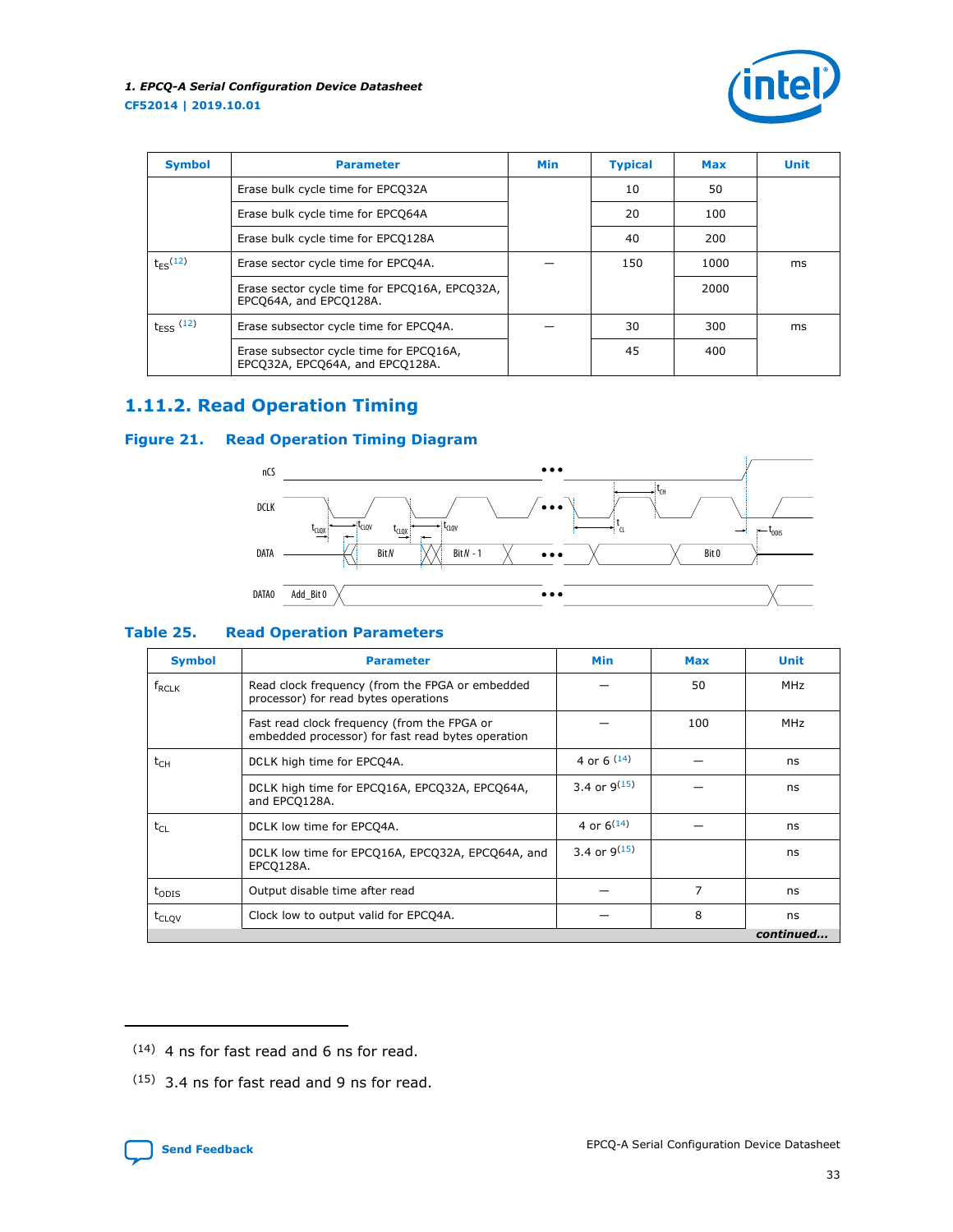| Symbol | Parameter | Min | Typical | Max | Unit |
|---|---|---|---|---|---|
| | Erase bulk cycle time for EPCQ32A | | 10 | 50 | |
| | Erase bulk cycle time for EPCQ64A | | 20 | 100 | |
| | Erase bulk cycle time for EPCQ128A | | 40 | 200 | |
| $t_{ES}$ [12] | Erase sector cycle time for EPCQ4A. | — | 150 | 1000 | ms |
| | Erase sector cycle time for EPCQ16A, EPCQ32A, EPCQ64A, and EPCQ128A. | | | 2000 | |
| $t_{ESS}$ [12] | Erase subsector cycle time for EPCQ4A. | — | 30 | 300 | ms |
| | Erase subsector cycle time for EPCQ16A, EPCQ32A, EPCQ64A, and EPCQ128A. | | 45 | 400 | |

## 1.11.2. Read Operation Timing

### Figure 21. Read Operation Timing Diagram

### Table 25. Read Operation Parameters

| Symbol | Parameter | Min | Max | Unit |
|---|---|---|---|---|
| $f_{RCLK}$ | Read clock frequency (from the FPGA or embedded processor) for read bytes operations | — | 50 | MHz |
| | Fast read clock frequency (from the FPGA or embedded processor) for fast read bytes operation | — | 100 | MHz |
| $t_{CH}$ | DCLK high time for EPCQ4A. | 4 or 6 [14] | — | ns |
| | DCLK high time for EPCQ16A, EPCQ32A, EPCQ64A, and EPCQ128A. | 3.4 or 9[15] | — | ns |
| $t_{CL}$ | DCLK low time for EPCQ4A. | 4 or 6[14] | — | ns |
| | DCLK low time for EPCQ16A, EPCQ32A, EPCQ64A, and EPCQ128A. | 3.4 or 9[15] | | ns |
| $t_{ODIS}$ | Output disable time after read | — | 7 | ns |
| $t_{CLQV}$ | Clock low to output valid for EPCQ4A. | — | 8 | ns |

*continued...*

(14) 4 ns for fast read and 6 ns for read.

(15) 3.4 ns for fast read and 9 ns for read.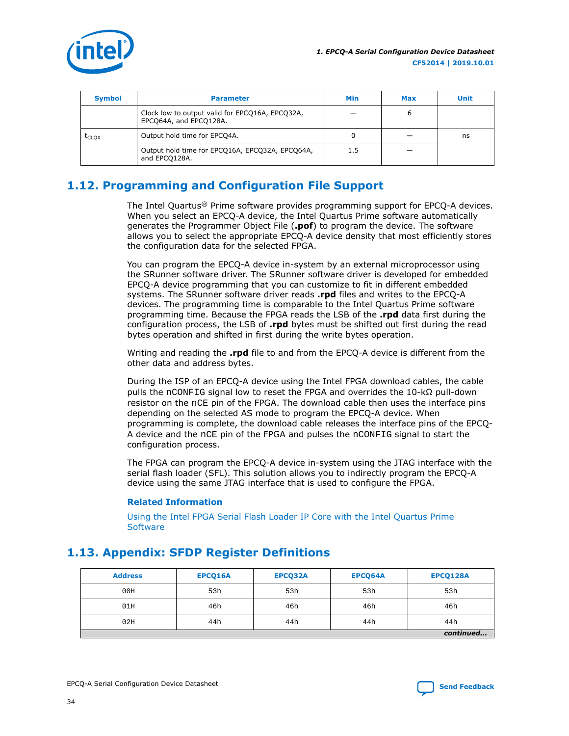| Symbol | Parameter | Min | Max | Unit |
|---|---|---|---|---|
| $t_{CLQX}$ | Clock low to output valid for EPCQ16A, EPCQ32A, EPCQ64A, and EPCQ128A. | — | 6 | ns |
| | Output hold time for EPCQ4A. | 0 | — | |
| | Output hold time for EPCQ16A, EPCQ32A, EPCQ64A, and EPCQ128A. | 1.5 | — | |

## 1.12. Programming and Configuration File Support

The Intel Quartus® Prime software provides programming support for EPCQ-A devices. When you select an EPCQ-A device, the Intel Quartus Prime software automatically generates the Programmer Object File (**.pof**) to program the device. The software allows you to select the appropriate EPCQ-A device density that most efficiently stores the configuration data for the selected FPGA.

You can program the EPCQ-A device in-system by an external microprocessor using the SRunner software driver. The SRunner software driver is developed for embedded EPCQ-A device programming that you can customize to fit in different embedded systems. The SRunner software driver reads **.rpd** files and writes to the EPCQ-A devices. The programming time is comparable to the Intel Quartus Prime software programming time. Because the FPGA reads the LSB of the **.rpd** data first during the configuration process, the LSB of **.rpd** bytes must be shifted out first during the read bytes operation and shifted in first during the write bytes operation.

Writing and reading the **.rpd** file to and from the EPCQ-A device is different from the other data and address bytes.

During the ISP of an EPCQ-A device using the Intel FPGA download cables, the cable pulls the nCONFIG signal low to reset the FPGA and overrides the 10-kΩ pull-down resistor on the nCE pin of the FPGA. The download cable then uses the interface pins depending on the selected AS mode to program the EPCQ-A device. When programming is complete, the download cable releases the interface pins of the EPCQ-A device and the nCE pin of the FPGA and pulses the nCONFIG signal to start the configuration process.

The FPGA can program the EPCQ-A device in-system using the JTAG interface with the serial flash loader (SFL). This solution allows you to indirectly program the EPCQ-A device using the same JTAG interface that is used to configure the FPGA.

**Related Information**

Using the Intel FPGA Serial Flash Loader IP Core with the Intel Quartus Prime Software

## 1.13. Appendix: SFDP Register Definitions

| Address | EPCQ16A | EPCQ32A | EPCQ64A | EPCQ128A |
|---|---|---|---|---|
| 00H | 53h | 53h | 53h | 53h |
| 01H | 46h | 46h | 46h | 46h |
| 02H | 44h | 44h | 44h | 44h |

*continued...*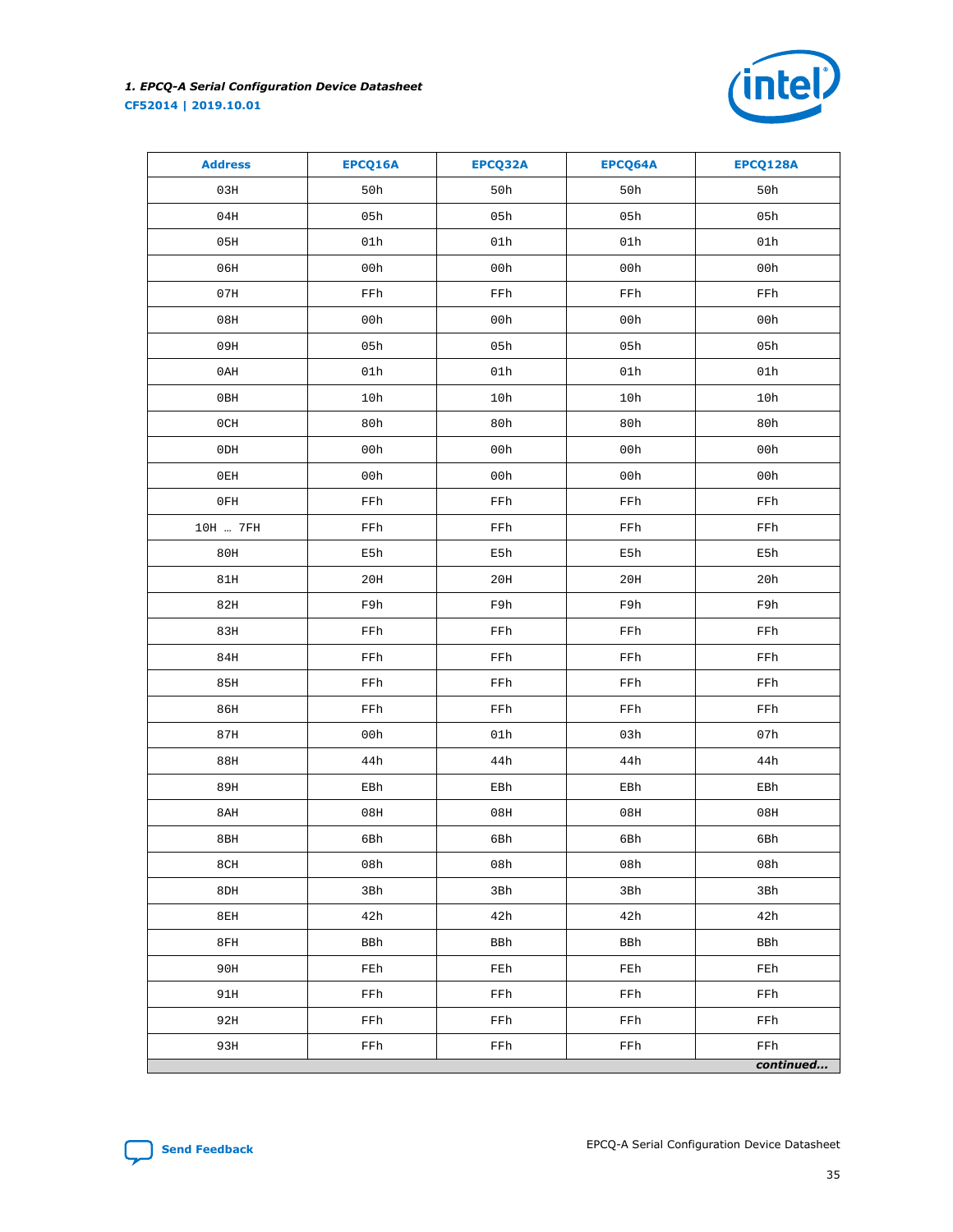| Address | EPCQ16A | EPCQ32A | EPCQ64A | EPCQ128A |
|---|---|---|---|---|
| 03H | 50h | 50h | 50h | 50h |
| 04H | 05h | 05h | 05h | 05h |
| 05H | 01h | 01h | 01h | 01h |
| 06H | 00h | 00h | 00h | 00h |
| 07H | FFh | FFh | FFh | FFh |
| 08H | 00h | 00h | 00h | 00h |
| 09H | 05h | 05h | 05h | 05h |
| 0AH | 01h | 01h | 01h | 01h |
| 0BH | 10h | 10h | 10h | 10h |
| 0CH | 80h | 80h | 80h | 80h |
| 0DH | 00h | 00h | 00h | 00h |
| 0EH | 00h | 00h | 00h | 00h |
| 0FH | FFh | FFh | FFh | FFh |
| 10H … 7FH | FFh | FFh | FFh | FFh |
| 80H | E5h | E5h | E5h | E5h |
| 81H | 20H | 20H | 20H | 20h |
| 82H | F9h | F9h | F9h | F9h |
| 83H | FFh | FFh | FFh | FFh |
| 84H | FFh | FFh | FFh | FFh |
| 85H | FFh | FFh | FFh | FFh |
| 86H | FFh | FFh | FFh | FFh |
| 87H | 00h | 01h | 03h | 07h |
| 88H | 44h | 44h | 44h | 44h |
| 89H | EBh | EBh | EBh | EBh |
| 8AH | 08H | 08H | 08H | 08H |
| 8BH | 6Bh | 6Bh | 6Bh | 6Bh |
| 8CH | 08h | 08h | 08h | 08h |
| 8DH | 3Bh | 3Bh | 3Bh | 3Bh |
| 8EH | 42h | 42h | 42h | 42h |
| 8FH | BBh | BBh | BBh | BBh |
| 90H | FEh | FEh | FEh | FEh |
| 91H | FFh | FFh | FFh | FFh |
| 92H | FFh | FFh | FFh | FFh |
| 93H | FFh | FFh | FFh | FFh |

*continued...*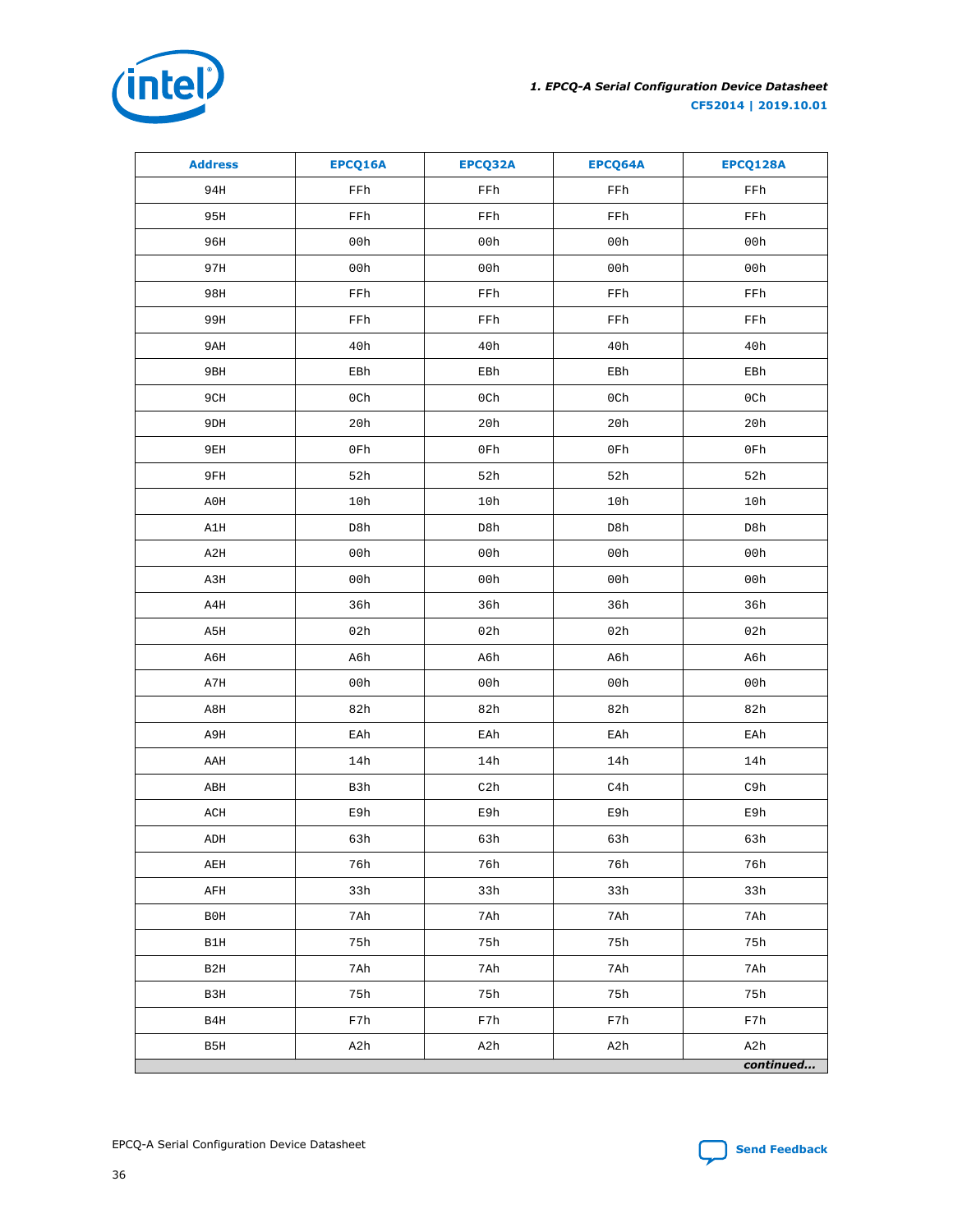| Address | EPCQ16A | EPCQ32A | EPCQ64A | EPCQ128A |
|---|---|---|---|---|
| 94H | FFh | FFh | FFh | FFh |
| 95H | FFh | FFh | FFh | FFh |
| 96H | 00h | 00h | 00h | 00h |
| 97H | 00h | 00h | 00h | 00h |
| 98H | FFh | FFh | FFh | FFh |
| 99H | FFh | FFh | FFh | FFh |
| 9AH | 40h | 40h | 40h | 40h |
| 9BH | EBh | EBh | EBh | EBh |
| 9CH | 0Ch | 0Ch | 0Ch | 0Ch |
| 9DH | 20h | 20h | 20h | 20h |
| 9EH | 0Fh | 0Fh | 0Fh | 0Fh |
| 9FH | 52h | 52h | 52h | 52h |
| A0H | 10h | 10h | 10h | 10h |
| A1H | D8h | D8h | D8h | D8h |
| A2H | 00h | 00h | 00h | 00h |
| A3H | 00h | 00h | 00h | 00h |
| A4H | 36h | 36h | 36h | 36h |
| A5H | 02h | 02h | 02h | 02h |
| A6H | A6h | A6h | A6h | A6h |
| A7H | 00h | 00h | 00h | 00h |
| A8H | 82h | 82h | 82h | 82h |
| A9H | EAh | EAh | EAh | EAh |
| AAH | 14h | 14h | 14h | 14h |
| ABH | B3h | C2h | C4h | C9h |
| ACH | E9h | E9h | E9h | E9h |
| ADH | 63h | 63h | 63h | 63h |
| AEH | 76h | 76h | 76h | 76h |
| AFH | 33h | 33h | 33h | 33h |
| B0H | 7Ah | 7Ah | 7Ah | 7Ah |
| B1H | 75h | 75h | 75h | 75h |
| B2H | 7Ah | 7Ah | 7Ah | 7Ah |
| B3H | 75h | 75h | 75h | 75h |
| B4H | F7h | F7h | F7h | F7h |
| B5H | A2h | A2h | A2h | A2h |

*continued...*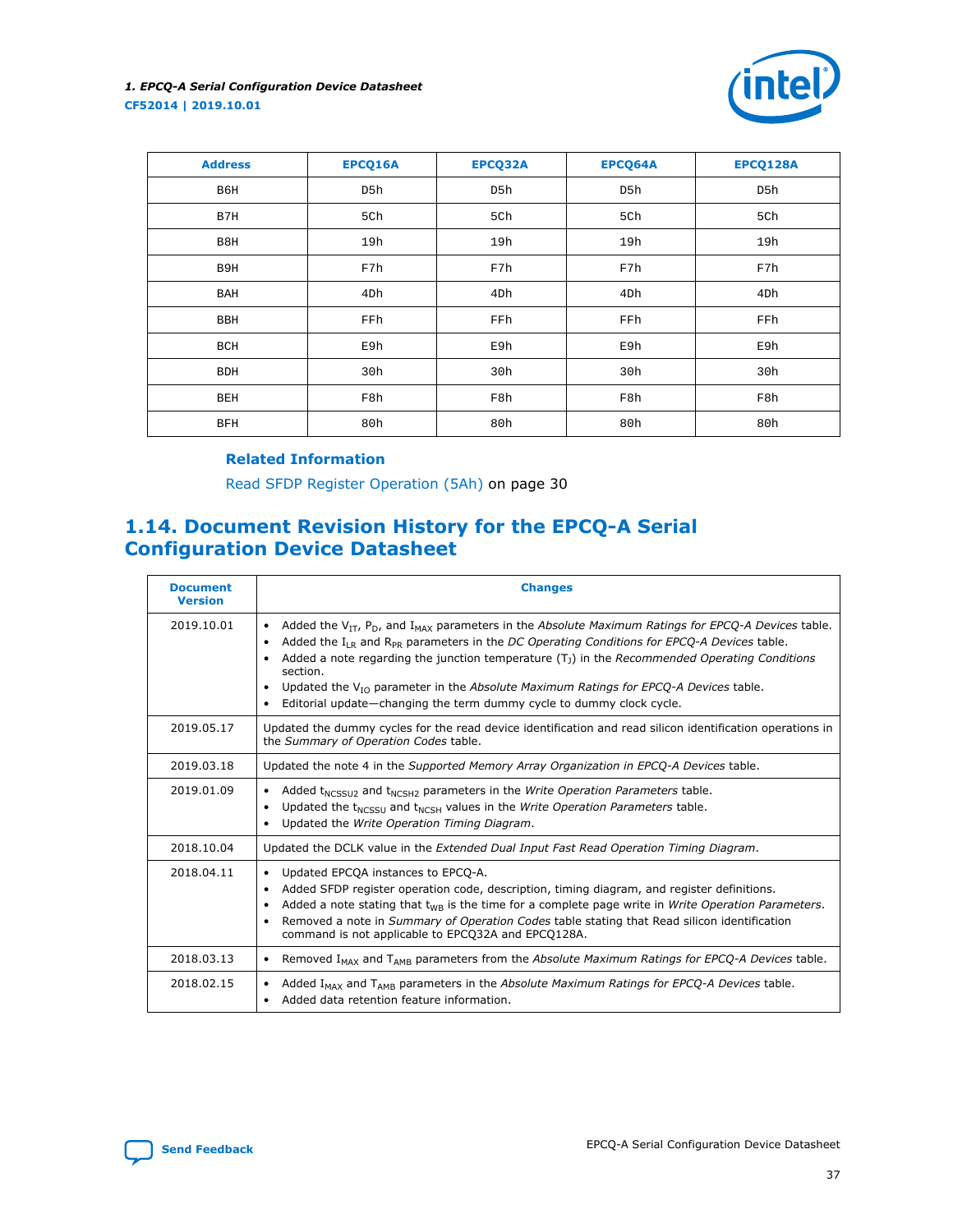| Address | EPCQ16A | EPCQ32A | EPCQ64A | EPCQ128A |
|---|---|---|---|---|
| B6H | D5h | D5h | D5h | D5h |
| B7H | 5Ch | 5Ch | 5Ch | 5Ch |
| B8H | 19h | 19h | 19h | 19h |
| B9H | F7h | F7h | F7h | F7h |
| BAH | 4Dh | 4Dh | 4Dh | 4Dh |
| BBH | FFh | FFh | FFh | FFh |
| BCH | E9h | E9h | E9h | E9h |
| BDH | 30h | 30h | 30h | 30h |
| BEH | F8h | F8h | F8h | F8h |
| BFH | 80h | 80h | 80h | 80h |

**Related Information**

Read SFDP Register Operation (5Ah) on page 30

## 1.14. Document Revision History for the EPCQ-A Serial Configuration Device Datasheet

| Document Version | Changes |
|---|---|
| 2019.10.01 | • Added the $V_{IT}$, $P_D$, and $I_{MAX}$ parameters in the *Absolute Maximum Ratings for EPCQ-A Devices* table. • Added the $I_{LR}$ and $R_{PR}$ parameters in the *DC Operating Conditions for EPCQ-A Devices* table. • Added a note regarding the junction temperature ($T_J$) in the *Recommended Operating Conditions* section. • Updated the $V_{IO}$ parameter in the *Absolute Maximum Ratings for EPCQ-A Devices* table. • Editorial update—changing the term dummy cycle to dummy clock cycle. |
| 2019.05.17 | Updated the dummy cycles for the read device identification and read silicon identification operations in the *Summary of Operation Codes* table. |
| 2019.03.18 | Updated the note 4 in the *Supported Memory Array Organization in EPCQ-A Devices* table. |
| 2019.01.09 | • Added $t_{NCSSU2}$ and $t_{NCSH2}$ parameters in the *Write Operation Parameters* table. • Updated the $t_{NCSSU}$ and $t_{NCSH}$ values in the *Write Operation Parameters* table. • Updated the *Write Operation Timing Diagram*. |
| 2018.10.04 | Updated the DCLK value in the *Extended Dual Input Fast Read Operation Timing Diagram*. |
| 2018.04.11 | • Updated EPCQA instances to EPCQ-A. • Added SFDP register operation code, description, timing diagram, and register definitions. • Added a note stating that $t_{WB}$ is the time for a complete page write in *Write Operation Parameters*. • Removed a note in *Summary of Operation Codes* table stating that Read silicon identification command is not applicable to EPCQ32A and EPCQ128A. |
| 2018.03.13 | • Removed $I_{MAX}$ and $T_{AMB}$ parameters from the *Absolute Maximum Ratings for EPCQ-A Devices* table. |
| 2018.02.15 | • Added $I_{MAX}$ and $T_{AMB}$ parameters in the *Absolute Maximum Ratings for EPCQ-A Devices* table. • Added data retention feature information. |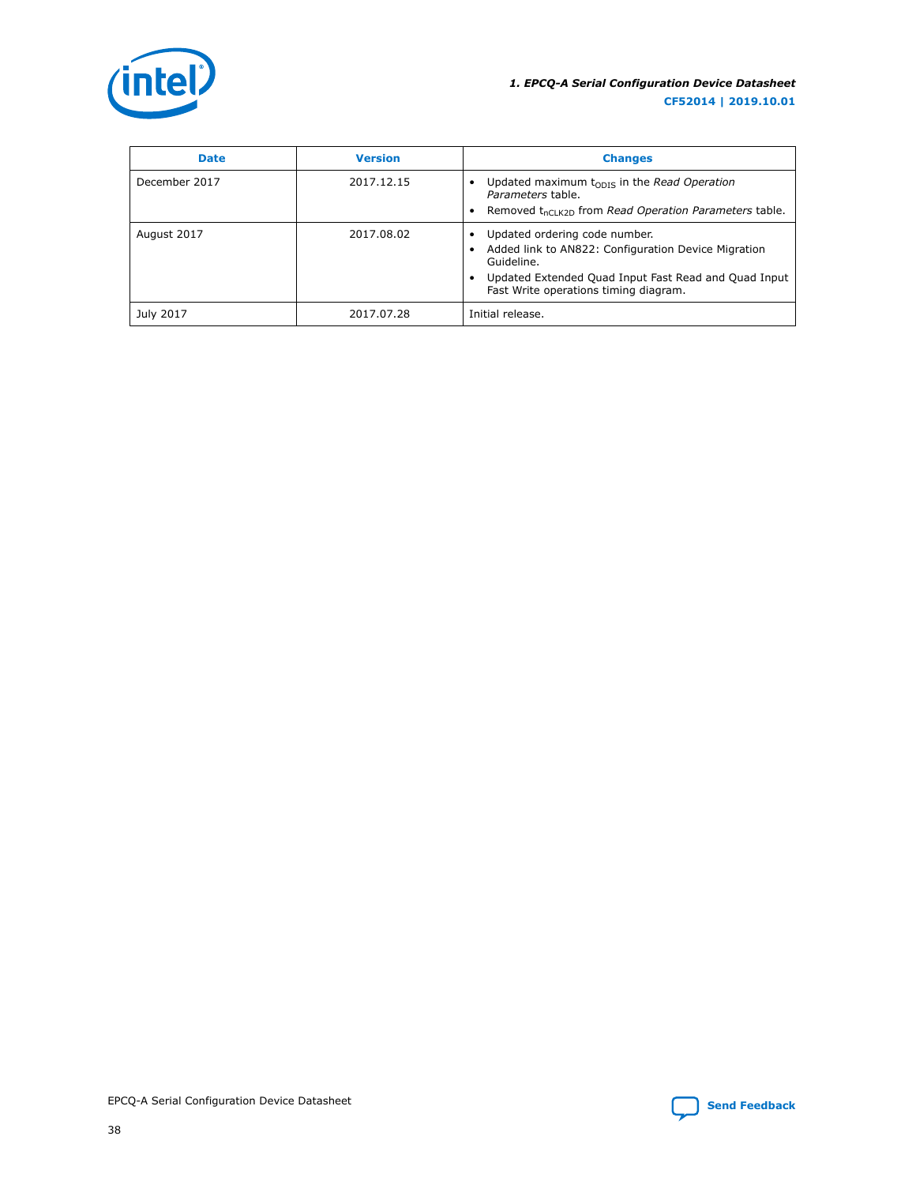| Date | Version | Changes |
| --- | --- | --- |
| December 2017 | 2017.12.15 | • Updated maximum $t_{ODIS}$ in the *Read Operation Parameters* table.<br>• Removed $t_{nCLK2D}$ from *Read Operation Parameters* table. |
| August 2017 | 2017.08.02 | • Updated ordering code number.<br>• Added link to AN822: Configuration Device Migration Guideline.<br>• Updated Extended Quad Input Fast Read and Quad Input Fast Write operations timing diagram. |
| July 2017 | 2017.07.28 | Initial release. |